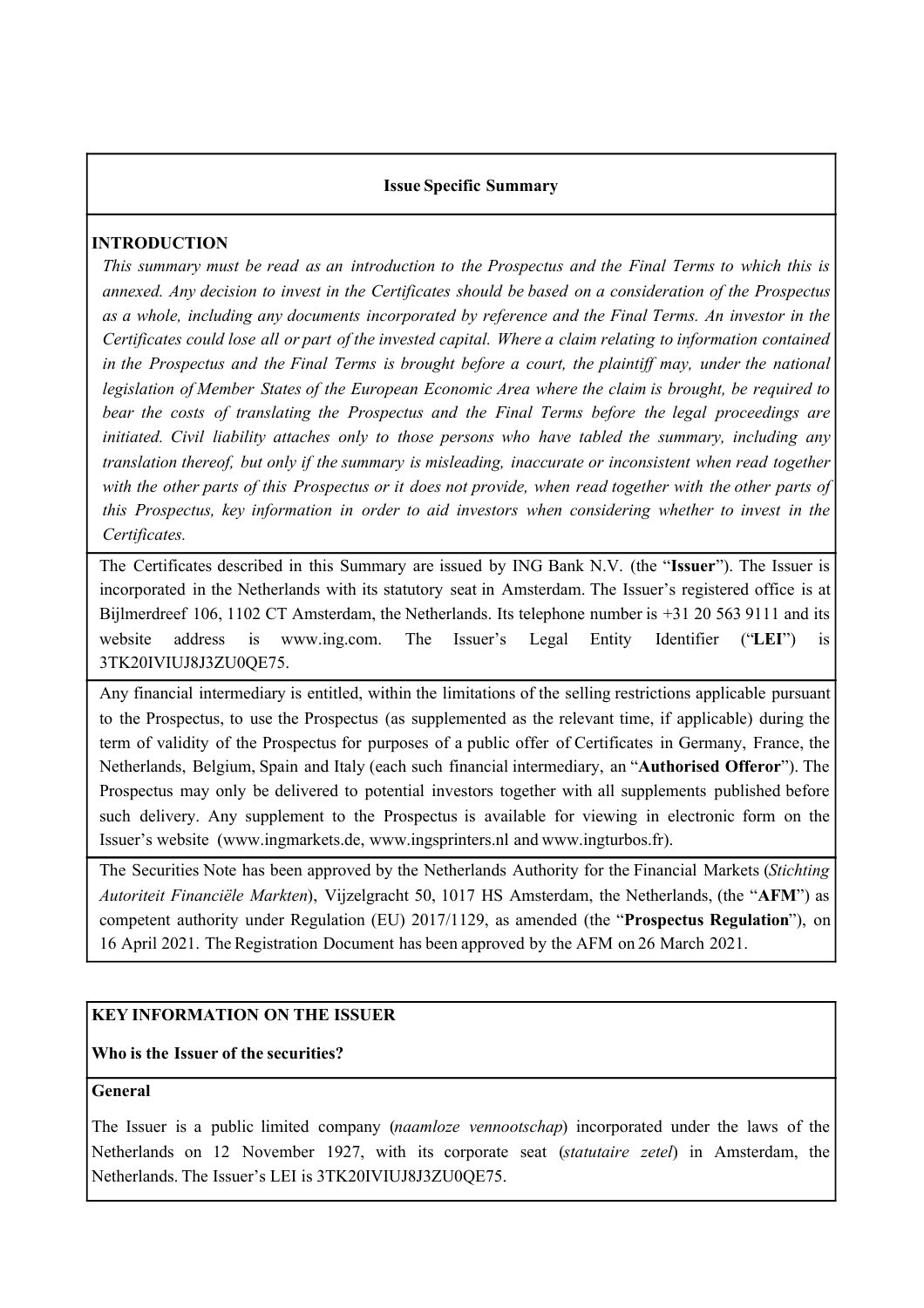## Issue Specific Summary

### INTRODUCTION

*This summary must be read as an introduction to the Prospectus and the Final Terms to which this is annexed. Any decision to invest in the Certificates should be based on a consideration of the Prospectus as a whole, including any documents incorporated by reference and the Final Terms. An investor in the Certificates could lose all or part of the invested capital. Where a claim relating to information contained in the Prospectus and the Final Terms is brought before a court, the plaintiff may, under the national legislation of Member States of the European Economic Area where the claim is brought, be required to bear the costs of translating the Prospectus and the Final Terms before the legal proceedings are initiated. Civil liability attaches only to those persons who have tabled the summary, including any translation thereof, but only if the summary is misleading, inaccurate or inconsistent when read together with the other parts of this Prospectus or it does not provide, when read together with the other parts of this Prospectus, key information in order to aid investors when considering whether to invest in the Certificates.*

The Certificates described in this Summary are issued by ING Bank N.V. (the "**Issuer**"). The Issuer is incorporated in the Netherlands with its statutory seat in Amsterdam. The Issuer's registered office is at Bijlmerdreef 106, 1102 CT Amsterdam, the Netherlands. Its telephone number is +31 20 563 9111 and its website address is www.ing.com. The Issuer's Legal Entity Identifier ("**LEI**") is 3TK20IVIUJ8J3ZU0QE75.

Any financial intermediary is entitled, within the limitations of the selling restrictions applicable pursuant to the Prospectus, to use the Prospectus (as supplemented as the relevant time, if applicable) during the term of validity of the Prospectus for purposes of a public offer of Certificates in Germany, France, the Netherlands, Belgium, Spain and Italy (each such financial intermediary, an "**Authorised Offeror**"). The Prospectus may only be delivered to potential investors together with all supplements published before such delivery. Any supplement to the Prospectus is available for viewing in electronic form on the Issuer's website (www.ingmarkets.de, www.ingsprinters.nl and www.ingturbos.fr).

The Securities Note has been approved by the Netherlands Authority for the Financial Markets (*Stichting Autoriteit Financiële Markten*), Vijzelgracht 50, 1017 HS Amsterdam, the Netherlands, (the "**AFM**") as competent authority under Regulation (EU) 2017/1129, as amended (the "**Prospectus Regulation**"), on 16 April 2021. The Registration Document has been approved by the AFM on 26 March 2021.

### KEY INFORMATION ON THE ISSUER

**Who is the Issuer of the securities?**

**General**

The Issuer is a public limited company (*naamloze vennootschap*) incorporated under the laws of the Netherlands on 12 November 1927, with its corporate seat (*statutaire zetel*) in Amsterdam, the Netherlands. The Issuer's LEI is 3TK20IVIUJ8J3ZU0QE75.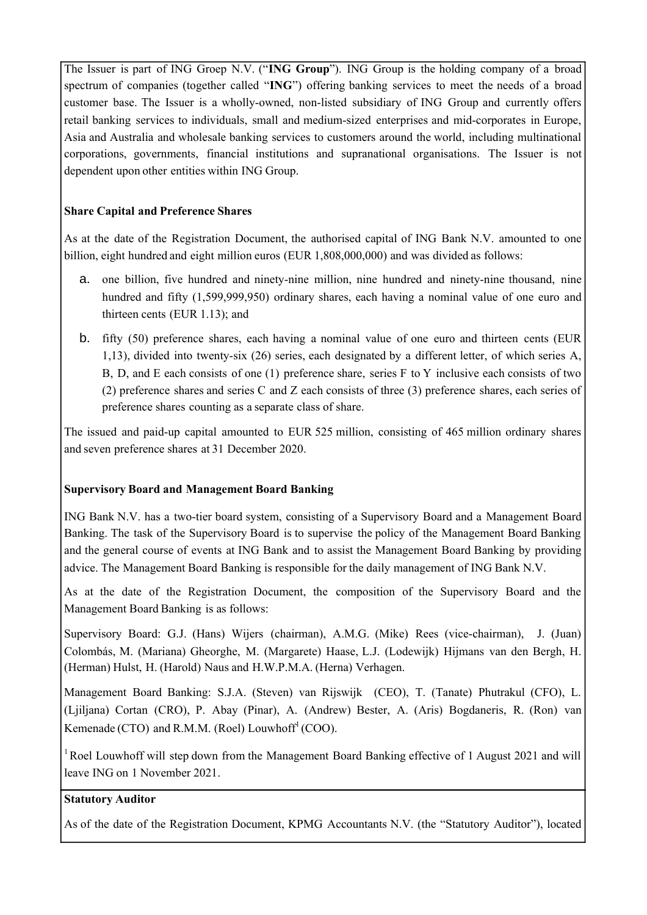The Issuer is part of ING Groep N.V. ("**ING Group**"). ING Group is the holding company of a broad spectrum of companies (together called "**ING**") offering banking services to meet the needs of a broad customer base. The Issuer is a wholly-owned, non-listed subsidiary of ING Group and currently offers retail banking services to individuals, small and medium-sized enterprises and mid-corporates in Europe, Asia and Australia and wholesale banking services to customers around the world, including multinational corporations, governments, financial institutions and supranational organisations. The Issuer is not dependent upon other entities within ING Group.

**Share Capital and Preference Shares**

As at the date of the Registration Document, the authorised capital of ING Bank N.V. amounted to one billion, eight hundred and eight million euros (EUR 1,808,000,000) and was divided as follows:

a. one billion, five hundred and ninety-nine million, nine hundred and ninety-nine thousand, nine hundred and fifty (1,599,999,950) ordinary shares, each having a nominal value of one euro and thirteen cents (EUR 1.13); and

b. fifty (50) preference shares, each having a nominal value of one euro and thirteen cents (EUR 1,13), divided into twenty-six (26) series, each designated by a different letter, of which series A, B, D, and E each consists of one (1) preference share, series F to Y inclusive each consists of two (2) preference shares and series C and Z each consists of three (3) preference shares, each series of preference shares counting as a separate class of share.

The issued and paid-up capital amounted to EUR 525 million, consisting of 465 million ordinary shares and seven preference shares at 31 December 2020.

**Supervisory Board and Management Board Banking**

ING Bank N.V. has a two-tier board system, consisting of a Supervisory Board and a Management Board Banking. The task of the Supervisory Board is to supervise the policy of the Management Board Banking and the general course of events at ING Bank and to assist the Management Board Banking by providing advice. The Management Board Banking is responsible for the daily management of ING Bank N.V.

As at the date of the Registration Document, the composition of the Supervisory Board and the Management Board Banking is as follows:

Supervisory Board: G.J. (Hans) Wijers (chairman), A.M.G. (Mike) Rees (vice-chairman), J. (Juan) Colombás, M. (Mariana) Gheorghe, M. (Margarete) Haase, L.J. (Lodewijk) Hijmans van den Bergh, H. (Herman) Hulst, H. (Harold) Naus and H.W.P.M.A. (Herna) Verhagen.

Management Board Banking: S.J.A. (Steven) van Rijswijk (CEO), T. (Tanate) Phutrakul (CFO), L. (Ljiljana) Cortan (CRO), P. Abay (Pinar), A. (Andrew) Bester, A. (Aris) Bogdaneris, R. (Ron) van Kemenade (CTO) and R.M.M. (Roel) Louwhoff[1] (COO).

[1] Roel Louwhoff will step down from the Management Board Banking effective of 1 August 2021 and will leave ING on 1 November 2021.

**Statutory Auditor**

As of the date of the Registration Document, KPMG Accountants N.V. (the "Statutory Auditor"), located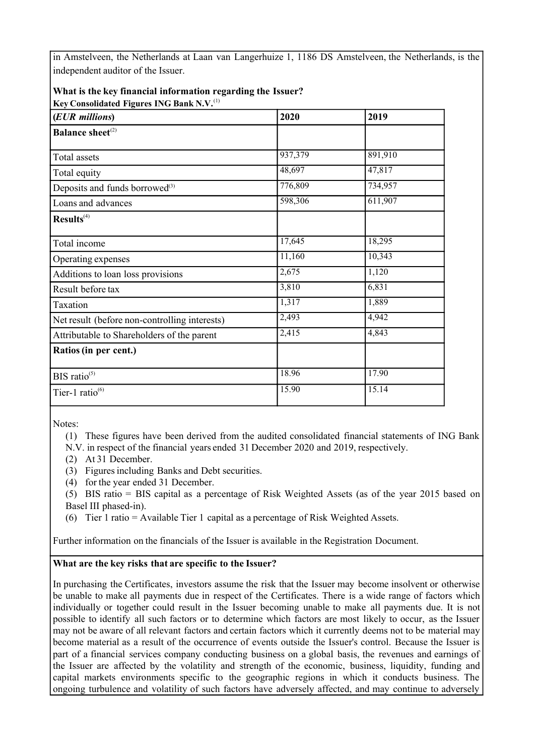in Amstelveen, the Netherlands at Laan van Langerhuize 1, 1186 DS Amstelveen, the Netherlands, is the independent auditor of the Issuer.

**What is the key financial information regarding the Issuer?**

**Key Consolidated Figures ING Bank N.V.**[(1)]

| (*EUR millions*) | 2020 | 2019 |
|---|---|---|
| **Balance sheet**[(2)] | | |
| Total assets | 937,379 | 891,910 |
| Total equity | 48,697 | 47,817 |
| Deposits and funds borrowed[(3)] | 776,809 | 734,957 |
| Loans and advances | 598,306 | 611,907 |
| **Results**[(4)] | | |
| Total income | 17,645 | 18,295 |
| Operating expenses | 11,160 | 10,343 |
| Additions to loan loss provisions | 2,675 | 1,120 |
| Result before tax | 3,810 | 6,831 |
| Taxation | 1,317 | 1,889 |
| Net result (before non-controlling interests) | 2,493 | 4,942 |
| Attributable to Shareholders of the parent | 2,415 | 4,843 |
| **Ratios (in per cent.)** | | |
| BIS ratio[(5)] | 18.96 | 17.90 |
| Tier-1 ratio[(6)] | 15.90 | 15.14 |

Notes:

(1) These figures have been derived from the audited consolidated financial statements of ING Bank N.V. in respect of the financial years ended 31 December 2020 and 2019, respectively.
(2) At 31 December.
(3) Figures including Banks and Debt securities.
(4) for the year ended 31 December.
(5) BIS ratio = BIS capital as a percentage of Risk Weighted Assets (as of the year 2015 based on Basel III phased-in).
(6) Tier 1 ratio = Available Tier 1 capital as a percentage of Risk Weighted Assets.

Further information on the financials of the Issuer is available in the Registration Document.

**What are the key risks that are specific to the Issuer?**

In purchasing the Certificates, investors assume the risk that the Issuer may become insolvent or otherwise be unable to make all payments due in respect of the Certificates. There is a wide range of factors which individually or together could result in the Issuer becoming unable to make all payments due. It is not possible to identify all such factors or to determine which factors are most likely to occur, as the Issuer may not be aware of all relevant factors and certain factors which it currently deems not to be material may become material as a result of the occurrence of events outside the Issuer's control. Because the Issuer is part of a financial services company conducting business on a global basis, the revenues and earnings of the Issuer are affected by the volatility and strength of the economic, business, liquidity, funding and capital markets environments specific to the geographic regions in which it conducts business. The ongoing turbulence and volatility of such factors have adversely affected, and may continue to adversely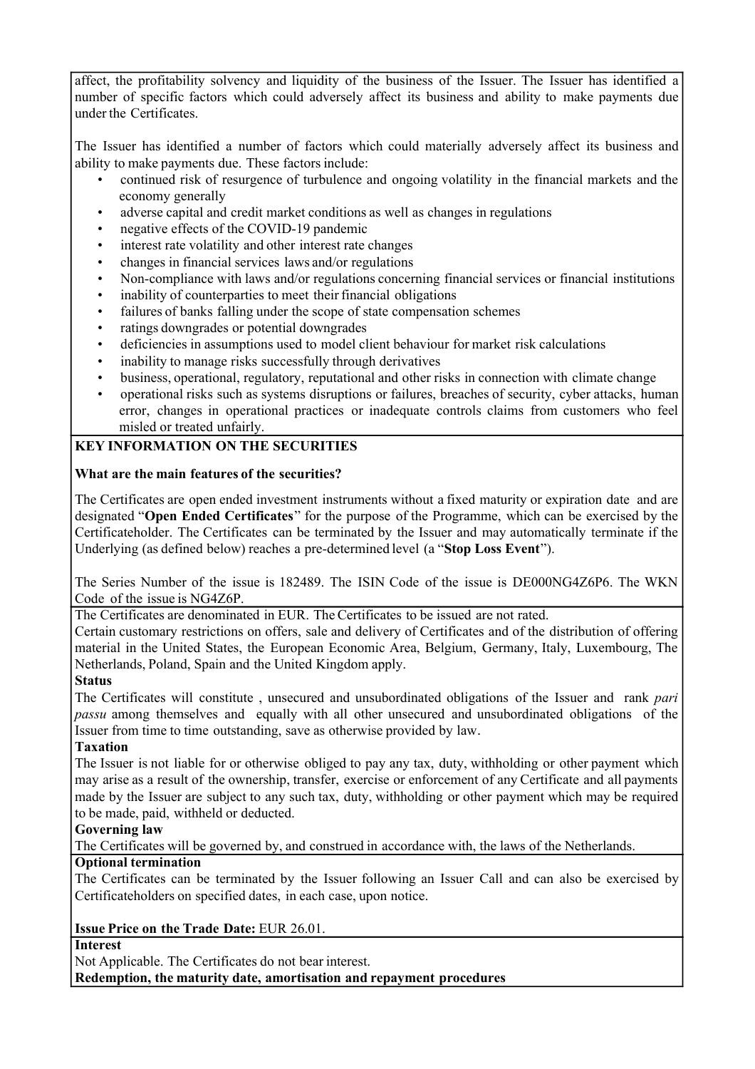affect, the profitability solvency and liquidity of the business of the Issuer. The Issuer has identified a number of specific factors which could adversely affect its business and ability to make payments due under the Certificates.

The Issuer has identified a number of factors which could materially adversely affect its business and ability to make payments due. These factors include:

- continued risk of resurgence of turbulence and ongoing volatility in the financial markets and the economy generally
- adverse capital and credit market conditions as well as changes in regulations
- negative effects of the COVID-19 pandemic
- interest rate volatility and other interest rate changes
- changes in financial services laws and/or regulations
- Non-compliance with laws and/or regulations concerning financial services or financial institutions
- inability of counterparties to meet their financial obligations
- failures of banks falling under the scope of state compensation schemes
- ratings downgrades or potential downgrades
- deficiencies in assumptions used to model client behaviour for market risk calculations
- inability to manage risks successfully through derivatives
- business, operational, regulatory, reputational and other risks in connection with climate change
- operational risks such as systems disruptions or failures, breaches of security, cyber attacks, human error, changes in operational practices or inadequate controls claims from customers who feel misled or treated unfairly.

**KEY INFORMATION ON THE SECURITIES**

**What are the main features of the securities?**

The Certificates are open ended investment instruments without a fixed maturity or expiration date and are designated "**Open Ended Certificates**" for the purpose of the Programme, which can be exercised by the Certificateholder. The Certificates can be terminated by the Issuer and may automatically terminate if the Underlying (as defined below) reaches a pre-determined level (a "**Stop Loss Event**").

The Series Number of the issue is 182489. The ISIN Code of the issue is DE000NG4Z6P6. The WKN Code of the issue is NG4Z6P.

The Certificates are denominated in EUR. The Certificates to be issued are not rated.

Certain customary restrictions on offers, sale and delivery of Certificates and of the distribution of offering material in the United States, the European Economic Area, Belgium, Germany, Italy, Luxembourg, The Netherlands, Poland, Spain and the United Kingdom apply.

**Status**

The Certificates will constitute , unsecured and unsubordinated obligations of the Issuer and rank *pari passu* among themselves and equally with all other unsecured and unsubordinated obligations of the Issuer from time to time outstanding, save as otherwise provided by law.

**Taxation**

The Issuer is not liable for or otherwise obliged to pay any tax, duty, withholding or other payment which may arise as a result of the ownership, transfer, exercise or enforcement of any Certificate and all payments made by the Issuer are subject to any such tax, duty, withholding or other payment which may be required to be made, paid, withheld or deducted.

**Governing law**

The Certificates will be governed by, and construed in accordance with, the laws of the Netherlands.

**Optional termination**

The Certificates can be terminated by the Issuer following an Issuer Call and can also be exercised by Certificateholders on specified dates, in each case, upon notice.

**Issue Price on the Trade Date:** EUR 26.01.

**Interest**

Not Applicable. The Certificates do not bear interest.

**Redemption, the maturity date, amortisation and repayment procedures**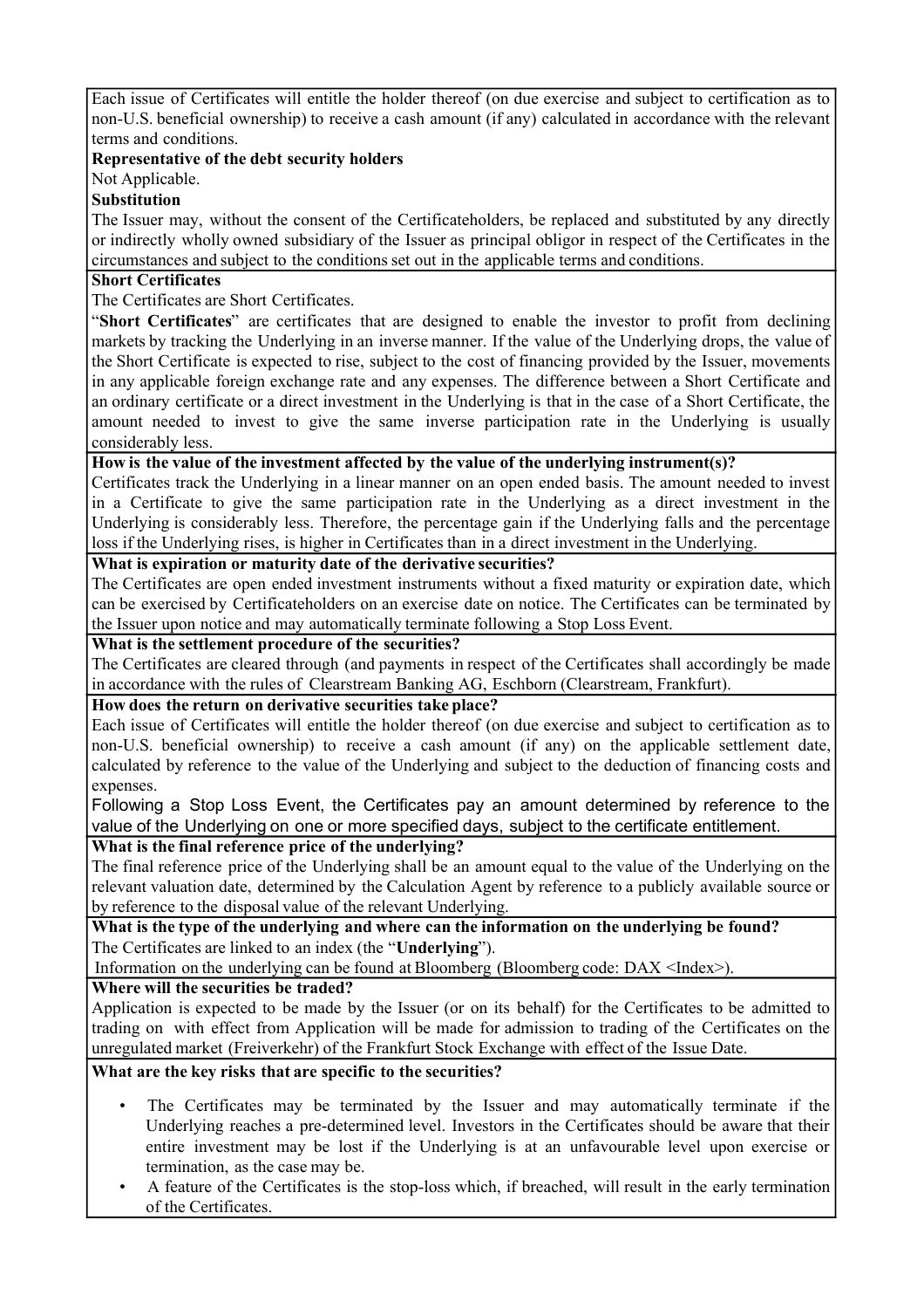Each issue of Certificates will entitle the holder thereof (on due exercise and subject to certification as to non-U.S. beneficial ownership) to receive a cash amount (if any) calculated in accordance with the relevant terms and conditions.

**Representative of the debt security holders**

Not Applicable.

**Substitution**

The Issuer may, without the consent of the Certificateholders, be replaced and substituted by any directly or indirectly wholly owned subsidiary of the Issuer as principal obligor in respect of the Certificates in the circumstances and subject to the conditions set out in the applicable terms and conditions.

**Short Certificates**

The Certificates are Short Certificates.

"**Short Certificates**" are certificates that are designed to enable the investor to profit from declining markets by tracking the Underlying in an inverse manner. If the value of the Underlying drops, the value of the Short Certificate is expected to rise, subject to the cost of financing provided by the Issuer, movements in any applicable foreign exchange rate and any expenses. The difference between a Short Certificate and an ordinary certificate or a direct investment in the Underlying is that in the case of a Short Certificate, the amount needed to invest to give the same inverse participation rate in the Underlying is usually considerably less.

**How is the value of the investment affected by the value of the underlying instrument(s)?**

Certificates track the Underlying in a linear manner on an open ended basis. The amount needed to invest in a Certificate to give the same participation rate in the Underlying as a direct investment in the Underlying is considerably less. Therefore, the percentage gain if the Underlying falls and the percentage loss if the Underlying rises, is higher in Certificates than in a direct investment in the Underlying.

**What is expiration or maturity date of the derivative securities?**

The Certificates are open ended investment instruments without a fixed maturity or expiration date, which can be exercised by Certificateholders on an exercise date on notice. The Certificates can be terminated by the Issuer upon notice and may automatically terminate following a Stop Loss Event.

**What is the settlement procedure of the securities?**

The Certificates are cleared through (and payments in respect of the Certificates shall accordingly be made in accordance with the rules of Clearstream Banking AG, Eschborn (Clearstream, Frankfurt).

**How does the return on derivative securities take place?**

Each issue of Certificates will entitle the holder thereof (on due exercise and subject to certification as to non-U.S. beneficial ownership) to receive a cash amount (if any) on the applicable settlement date, calculated by reference to the value of the Underlying and subject to the deduction of financing costs and expenses.

Following a Stop Loss Event, the Certificates pay an amount determined by reference to the value of the Underlying on one or more specified days, subject to the certificate entitlement.

**What is the final reference price of the underlying?**

The final reference price of the Underlying shall be an amount equal to the value of the Underlying on the relevant valuation date, determined by the Calculation Agent by reference to a publicly available source or by reference to the disposal value of the relevant Underlying.

**What is the type of the underlying and where can the information on the underlying be found?**

The Certificates are linked to an index (the "**Underlying**").

Information on the underlying can be found at Bloomberg (Bloomberg code: DAX <Index>).

**Where will the securities be traded?**

Application is expected to be made by the Issuer (or on its behalf) for the Certificates to be admitted to trading on with effect from Application will be made for admission to trading of the Certificates on the unregulated market (Freiverkehr) of the Frankfurt Stock Exchange with effect of the Issue Date.

**What are the key risks that are specific to the securities?**

- The Certificates may be terminated by the Issuer and may automatically terminate if the Underlying reaches a pre-determined level. Investors in the Certificates should be aware that their entire investment may be lost if the Underlying is at an unfavourable level upon exercise or termination, as the case may be.
- A feature of the Certificates is the stop-loss which, if breached, will result in the early termination of the Certificates.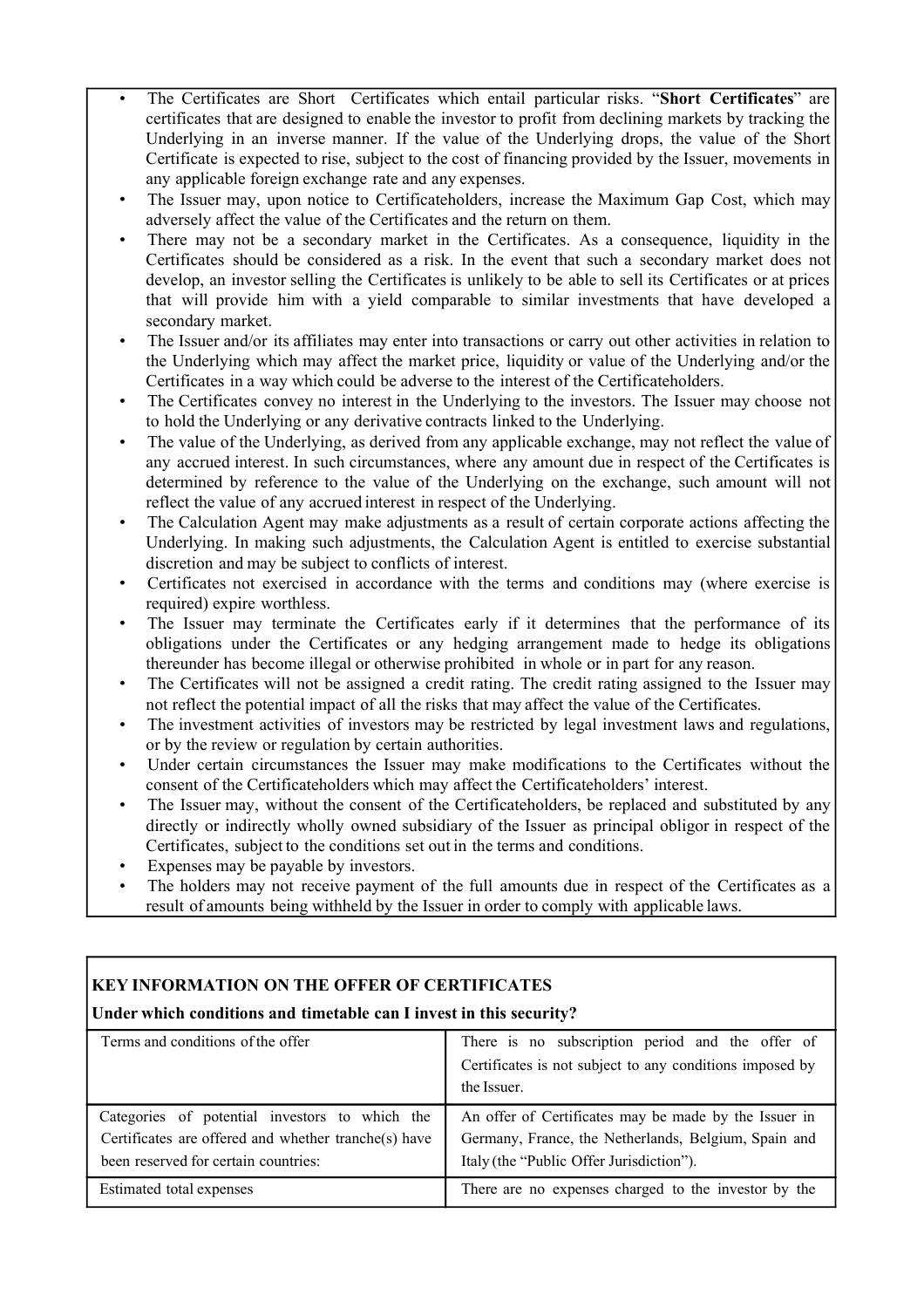- The Certificates are Short Certificates which entail particular risks. "**Short Certificates**" are certificates that are designed to enable the investor to profit from declining markets by tracking the Underlying in an inverse manner. If the value of the Underlying drops, the value of the Short Certificate is expected to rise, subject to the cost of financing provided by the Issuer, movements in any applicable foreign exchange rate and any expenses.
- The Issuer may, upon notice to Certificateholders, increase the Maximum Gap Cost, which may adversely affect the value of the Certificates and the return on them.
- There may not be a secondary market in the Certificates. As a consequence, liquidity in the Certificates should be considered as a risk. In the event that such a secondary market does not develop, an investor selling the Certificates is unlikely to be able to sell its Certificates or at prices that will provide him with a yield comparable to similar investments that have developed a secondary market.
- The Issuer and/or its affiliates may enter into transactions or carry out other activities in relation to the Underlying which may affect the market price, liquidity or value of the Underlying and/or the Certificates in a way which could be adverse to the interest of the Certificateholders.
- The Certificates convey no interest in the Underlying to the investors. The Issuer may choose not to hold the Underlying or any derivative contracts linked to the Underlying.
- The value of the Underlying, as derived from any applicable exchange, may not reflect the value of any accrued interest. In such circumstances, where any amount due in respect of the Certificates is determined by reference to the value of the Underlying on the exchange, such amount will not reflect the value of any accrued interest in respect of the Underlying.
- The Calculation Agent may make adjustments as a result of certain corporate actions affecting the Underlying. In making such adjustments, the Calculation Agent is entitled to exercise substantial discretion and may be subject to conflicts of interest.
- Certificates not exercised in accordance with the terms and conditions may (where exercise is required) expire worthless.
- The Issuer may terminate the Certificates early if it determines that the performance of its obligations under the Certificates or any hedging arrangement made to hedge its obligations thereunder has become illegal or otherwise prohibited in whole or in part for any reason.
- The Certificates will not be assigned a credit rating. The credit rating assigned to the Issuer may not reflect the potential impact of all the risks that may affect the value of the Certificates.
- The investment activities of investors may be restricted by legal investment laws and regulations, or by the review or regulation by certain authorities.
- Under certain circumstances the Issuer may make modifications to the Certificates without the consent of the Certificateholders which may affect the Certificateholders' interest.
- The Issuer may, without the consent of the Certificateholders, be replaced and substituted by any directly or indirectly wholly owned subsidiary of the Issuer as principal obligor in respect of the Certificates, subject to the conditions set out in the terms and conditions.
- Expenses may be payable by investors.
- The holders may not receive payment of the full amounts due in respect of the Certificates as a result of amounts being withheld by the Issuer in order to comply with applicable laws.

**KEY INFORMATION ON THE OFFER OF CERTIFICATES**

**Under which conditions and timetable can I invest in this security?**

| | |
|---|---|
| Terms and conditions of the offer | There is no subscription period and the offer of Certificates is not subject to any conditions imposed by the Issuer. |
| Categories of potential investors to which the Certificates are offered and whether tranche(s) have been reserved for certain countries: | An offer of Certificates may be made by the Issuer in Germany, France, the Netherlands, Belgium, Spain and Italy (the "Public Offer Jurisdiction"). |
| Estimated total expenses | There are no expenses charged to the investor by the |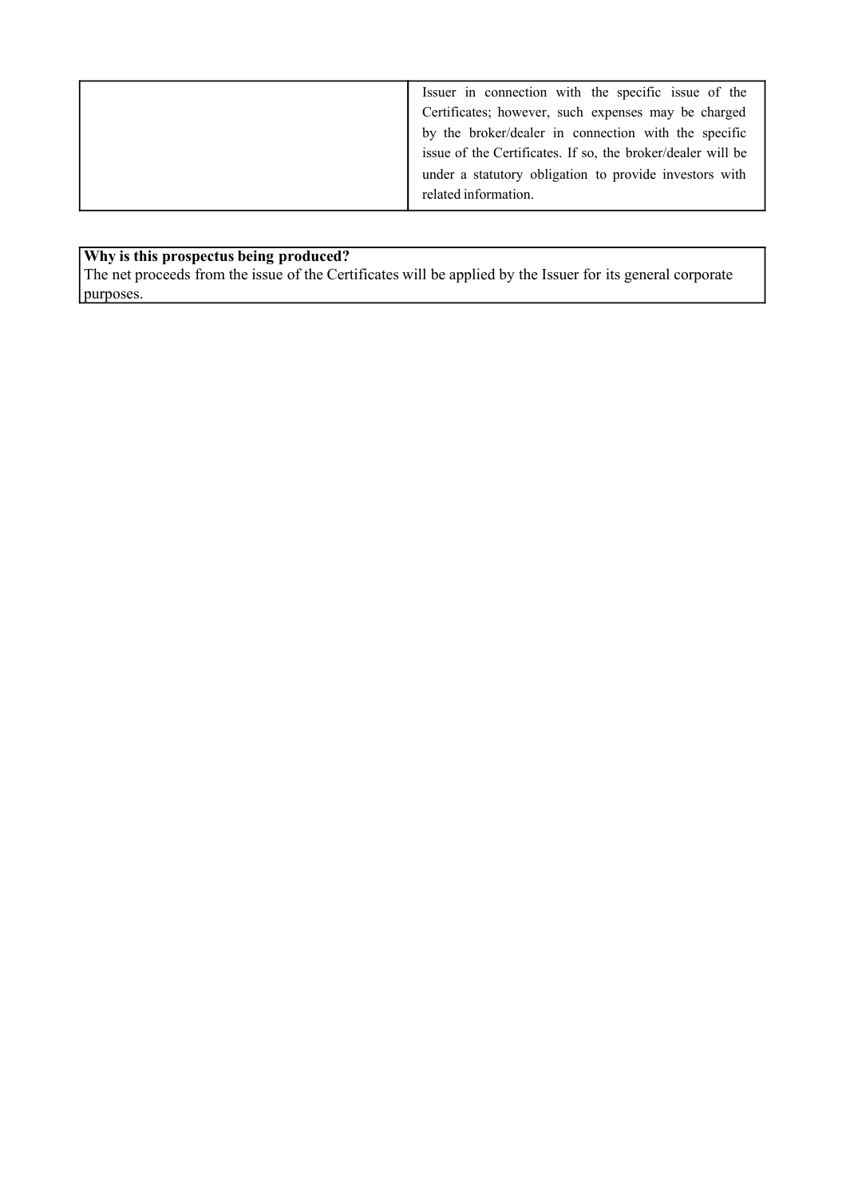| | Issuer in connection with the specific issue of the Certificates; however, such expenses may be charged by the broker/dealer in connection with the specific issue of the Certificates. If so, the broker/dealer will be under a statutory obligation to provide investors with related information. |
|---|---|

| **Why is this prospectus being produced?** |
|---|
| The net proceeds from the issue of the Certificates will be applied by the Issuer for its general corporate purposes. |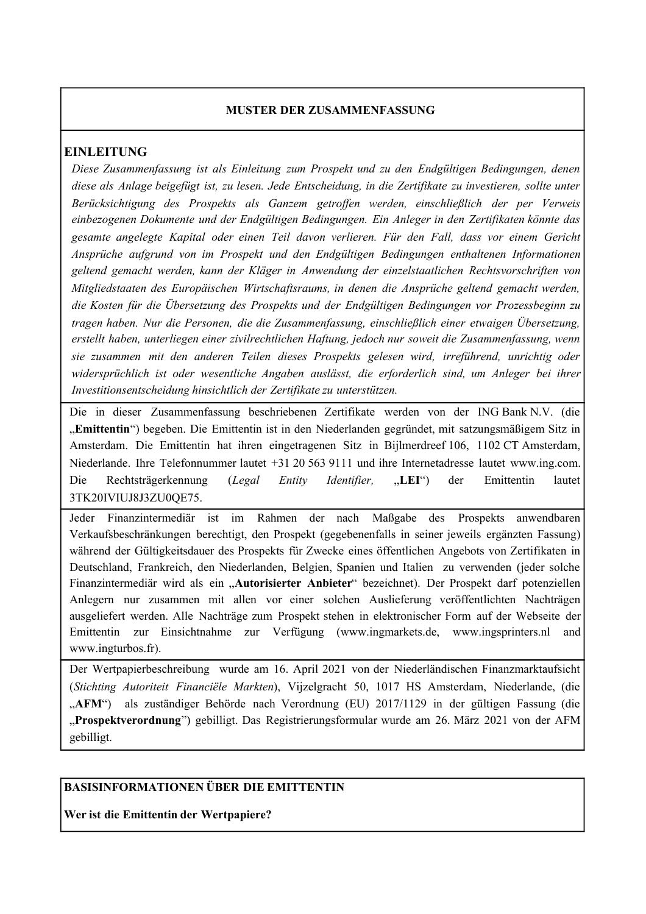## MUSTER DER ZUSAMMENFASSUNG

### EINLEITUNG

*Diese Zusammenfassung ist als Einleitung zum Prospekt und zu den Endgültigen Bedingungen, denen diese als Anlage beigefügt ist, zu lesen. Jede Entscheidung, in die Zertifikate zu investieren, sollte unter Berücksichtigung des Prospekts als Ganzem getroffen werden, einschließlich der per Verweis einbezogenen Dokumente und der Endgültigen Bedingungen. Ein Anleger in den Zertifikaten könnte das gesamte angelegte Kapital oder einen Teil davon verlieren. Für den Fall, dass vor einem Gericht Ansprüche aufgrund von im Prospekt und den Endgültigen Bedingungen enthaltenen Informationen geltend gemacht werden, kann der Kläger in Anwendung der einzelstaatlichen Rechtsvorschriften von Mitgliedstaaten des Europäischen Wirtschaftsraums, in denen die Ansprüche geltend gemacht werden, die Kosten für die Übersetzung des Prospekts und der Endgültigen Bedingungen vor Prozessbeginn zu tragen haben. Nur die Personen, die die Zusammenfassung, einschließlich einer etwaigen Übersetzung, erstellt haben, unterliegen einer zivilrechtlichen Haftung, jedoch nur soweit die Zusammenfassung, wenn sie zusammen mit den anderen Teilen dieses Prospekts gelesen wird, irreführend, unrichtig oder widersprüchlich ist oder wesentliche Angaben auslässt, die erforderlich sind, um Anleger bei ihrer Investitionsentscheidung hinsichtlich der Zertifikate zu unterstützen.*

Die in dieser Zusammenfassung beschriebenen Zertifikate werden von der ING Bank N.V. (die „**Emittentin**“) begeben. Die Emittentin ist in den Niederlanden gegründet, mit satzungsmäßigem Sitz in Amsterdam. Die Emittentin hat ihren eingetragenen Sitz in Bijlmerdreef 106, 1102 CT Amsterdam, Niederlande. Ihre Telefonnummer lautet +31 20 563 9111 und ihre Internetadresse lautet www.ing.com. Die Rechtsträgerkennung (*Legal Entity Identifier,* „**LEI**“) der Emittentin lautet 3TK20IVIUJ8J3ZU0QE75.

Jeder Finanzintermediär ist im Rahmen der nach Maßgabe des Prospekts anwendbaren Verkaufsbeschränkungen berechtigt, den Prospekt (gegebenenfalls in seiner jeweils ergänzten Fassung) während der Gültigkeitsdauer des Prospekts für Zwecke eines öffentlichen Angebots von Zertifikaten in Deutschland, Frankreich, den Niederlanden, Belgien, Spanien und Italien zu verwenden (jeder solche Finanzintermediär wird als ein „**Autorisierter Anbieter**“ bezeichnet). Der Prospekt darf potenziellen Anlegern nur zusammen mit allen vor einer solchen Auslieferung veröffentlichten Nachträgen ausgeliefert werden. Alle Nachträge zum Prospekt stehen in elektronischer Form auf der Webseite der Emittentin zur Einsichtnahme zur Verfügung (www.ingmarkets.de, www.ingsprinters.nl and www.ingturbos.fr).

Der Wertpapierbeschreibung wurde am 16. April 2021 von der Niederländischen Finanzmarktaufsicht (*Stichting Autoriteit Financiële Markten*), Vijzelgracht 50, 1017 HS Amsterdam, Niederlande, (die „**AFM**“) als zuständiger Behörde nach Verordnung (EU) 2017/1129 in der gültigen Fassung (die „**Prospektverordnung**“) gebilligt. Das Registrierungsformular wurde am 26. März 2021 von der AFM gebilligt.

### BASISINFORMATIONEN ÜBER DIE EMITTENTIN

**Wer ist die Emittentin der Wertpapiere?**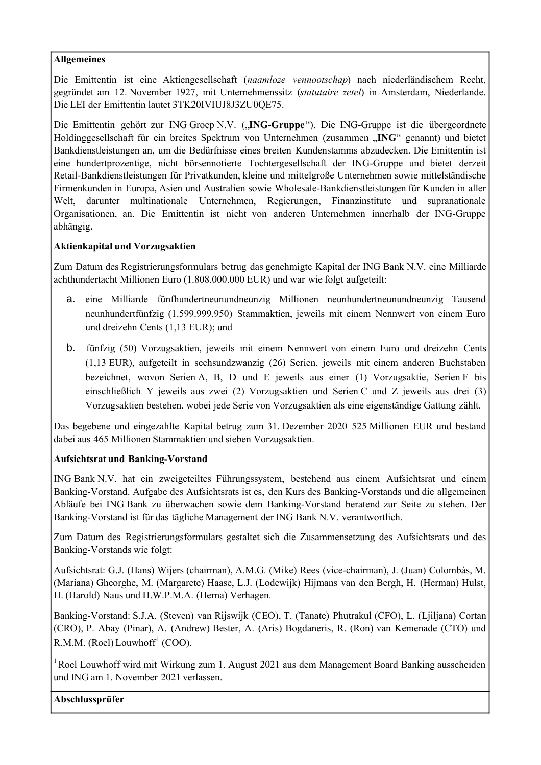**Allgemeines**

Die Emittentin ist eine Aktiengesellschaft (*naamloze vennootschap*) nach niederländischem Recht, gegründet am 12. November 1927, mit Unternehmenssitz (*statutaire zetel*) in Amsterdam, Niederlande. Die LEI der Emittentin lautet 3TK20IVIUJ8J3ZU0QE75.

Die Emittentin gehört zur ING Groep N.V. („**ING-Gruppe**"). Die ING-Gruppe ist die übergeordnete Holdinggesellschaft für ein breites Spektrum von Unternehmen (zusammen „**ING**" genannt) und bietet Bankdienstleistungen an, um die Bedürfnisse eines breiten Kundenstamms abzudecken. Die Emittentin ist eine hundertprozentige, nicht börsennotierte Tochtergesellschaft der ING-Gruppe und bietet derzeit Retail-Bankdienstleistungen für Privatkunden, kleine und mittelgroße Unternehmen sowie mittelständische Firmenkunden in Europa, Asien und Australien sowie Wholesale-Bankdienstleistungen für Kunden in aller Welt, darunter multinationale Unternehmen, Regierungen, Finanzinstitute und supranationale Organisationen, an. Die Emittentin ist nicht von anderen Unternehmen innerhalb der ING-Gruppe abhängig.

**Aktienkapital und Vorzugsaktien**

Zum Datum des Registrierungsformulars betrug das genehmigte Kapital der ING Bank N.V. eine Milliarde achthundertacht Millionen Euro (1.808.000.000 EUR) und war wie folgt aufgeteilt:

a. eine Milliarde fünfhundertneunundneunzig Millionen neunhundertneunundneunzig Tausend neunhundertfünfzig (1.599.999.950) Stammaktien, jeweils mit einem Nennwert von einem Euro und dreizehn Cents (1,13 EUR); und

b. fünfzig (50) Vorzugsaktien, jeweils mit einem Nennwert von einem Euro und dreizehn Cents (1,13 EUR), aufgeteilt in sechsundzwanzig (26) Serien, jeweils mit einem anderen Buchstaben bezeichnet, wovon Serien A, B, D und E jeweils aus einer (1) Vorzugsaktie, Serien F bis einschließlich Y jeweils aus zwei (2) Vorzugsaktien und Serien C und Z jeweils aus drei (3) Vorzugsaktien bestehen, wobei jede Serie von Vorzugsaktien als eine eigenständige Gattung zählt.

Das begebene und eingezahlte Kapital betrug zum 31. Dezember 2020 525 Millionen EUR und bestand dabei aus 465 Millionen Stammaktien und sieben Vorzugsaktien.

**Aufsichtsrat und Banking-Vorstand**

ING Bank N.V. hat ein zweigeteiltes Führungssystem, bestehend aus einem Aufsichtsrat und einem Banking-Vorstand. Aufgabe des Aufsichtsrats ist es, den Kurs des Banking-Vorstands und die allgemeinen Abläufe bei ING Bank zu überwachen sowie dem Banking-Vorstand beratend zur Seite zu stehen. Der Banking-Vorstand ist für das tägliche Management der ING Bank N.V. verantwortlich.

Zum Datum des Registrierungsformulars gestaltet sich die Zusammensetzung des Aufsichtsrats und des Banking-Vorstands wie folgt:

Aufsichtsrat: G.J. (Hans) Wijers (chairman), A.M.G. (Mike) Rees (vice-chairman), J. (Juan) Colombás, M. (Mariana) Gheorghe, M. (Margarete) Haase, L.J. (Lodewijk) Hijmans van den Bergh, H. (Herman) Hulst, H. (Harold) Naus und H.W.P.M.A. (Herna) Verhagen.

Banking-Vorstand: S.J.A. (Steven) van Rijswijk (CEO), T. (Tanate) Phutrakul (CFO), L. (Ljiljana) Cortan (CRO), P. Abay (Pinar), A. (Andrew) Bester, A. (Aris) Bogdaneris, R. (Ron) van Kemenade (CTO) und R.M.M. (Roel) Louwhoff[1] (COO).

[1] Roel Louwhoff wird mit Wirkung zum 1. August 2021 aus dem Management Board Banking ausscheiden und ING am 1. November 2021 verlassen.

**Abschlussprüfer**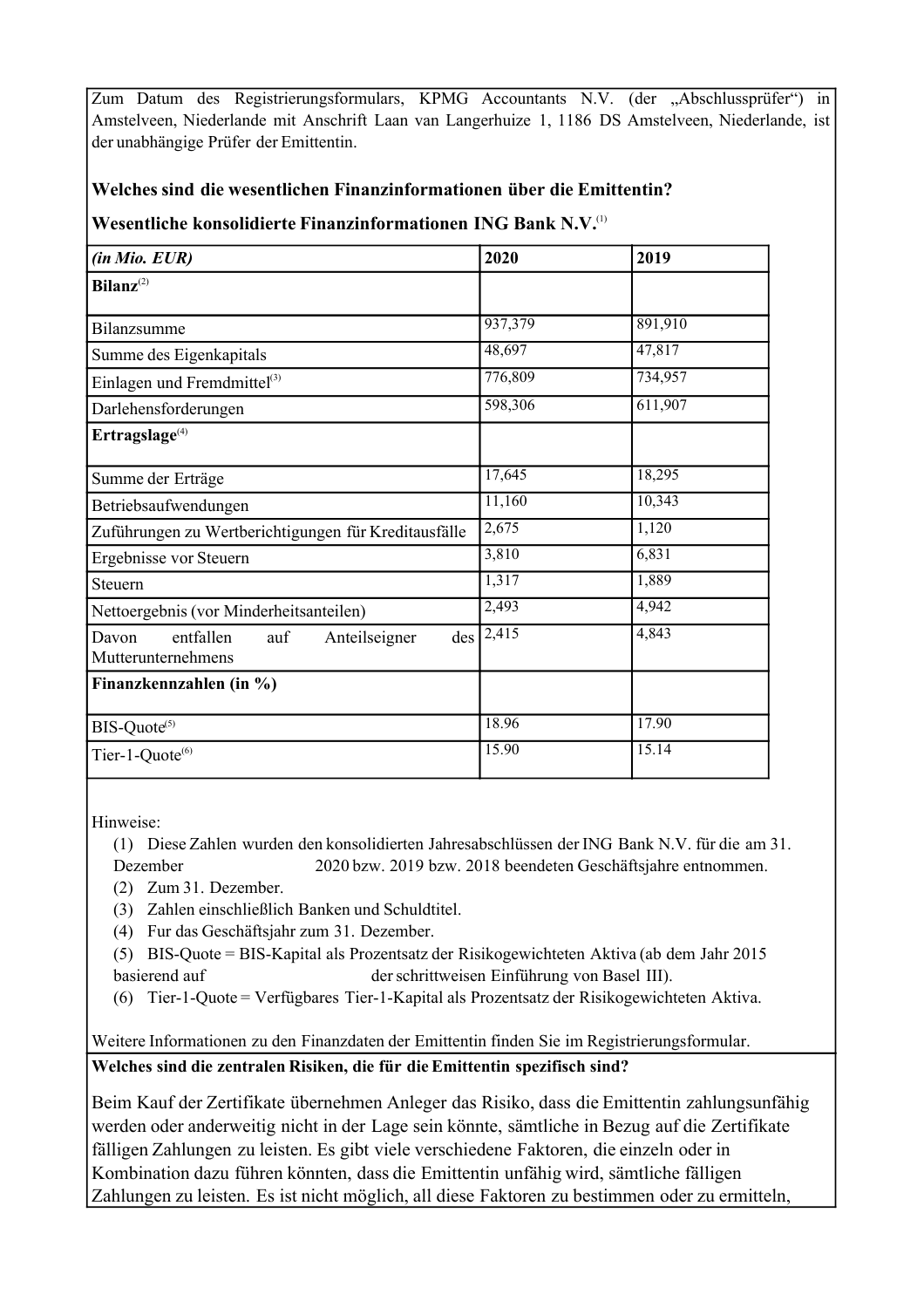Zum Datum des Registrierungsformulars, KPMG Accountants N.V. (der „Abschlussprüfer“) in Amstelveen, Niederlande mit Anschrift Laan van Langerhuize 1, 1186 DS Amstelveen, Niederlande, ist der unabhängige Prüfer der Emittentin.

**Welches sind die wesentlichen Finanzinformationen über die Emittentin?**

**Wesentliche konsolidierte Finanzinformationen ING Bank N.V.**[1]

| *(in Mio. EUR)* | 2020 | 2019 |
|---|---|---|
| **Bilanz**[2] | | |
| Bilanzsumme | 937,379 | 891,910 |
| Summe des Eigenkapitals | 48,697 | 47,817 |
| Einlagen und Fremdmittel[3] | 776,809 | 734,957 |
| Darlehensforderungen | 598,306 | 611,907 |
| **Ertragslage**[4] | | |
| Summe der Erträge | 17,645 | 18,295 |
| Betriebsaufwendungen | 11,160 | 10,343 |
| Zuführungen zu Wertberichtigungen für Kreditausfälle | 2,675 | 1,120 |
| Ergebnisse vor Steuern | 3,810 | 6,831 |
| Steuern | 1,317 | 1,889 |
| Nettoergebnis (vor Minderheitsanteilen) | 2,493 | 4,942 |
| Davon entfallen auf Anteilseigner des Mutterunternehmens | 2,415 | 4,843 |
| **Finanzkennzahlen (in %)** | | |
| BIS-Quote[5] | 18.96 | 17.90 |
| Tier-1-Quote[6] | 15.90 | 15.14 |

Hinweise:

(1) Diese Zahlen wurden den konsolidierten Jahresabschlüssen der ING Bank N.V. für die am 31. Dezember 2020 bzw. 2019 bzw. 2018 beendeten Geschäftsjahre entnommen.
(2) Zum 31. Dezember.
(3) Zahlen einschließlich Banken und Schuldtitel.
(4) Fur das Geschäftsjahr zum 31. Dezember.
(5) BIS-Quote = BIS-Kapital als Prozentsatz der Risikogewichteten Aktiva (ab dem Jahr 2015 basierend auf der schrittweisen Einführung von Basel III).
(6) Tier-1-Quote = Verfügbares Tier-1-Kapital als Prozentsatz der Risikogewichteten Aktiva.

Weitere Informationen zu den Finanzdaten der Emittentin finden Sie im Registrierungsformular.

**Welches sind die zentralen Risiken, die für die Emittentin spezifisch sind?**

Beim Kauf der Zertifikate übernehmen Anleger das Risiko, dass die Emittentin zahlungsunfähig werden oder anderweitig nicht in der Lage sein könnte, sämtliche in Bezug auf die Zertifikate fälligen Zahlungen zu leisten. Es gibt viele verschiedene Faktoren, die einzeln oder in Kombination dazu führen könnten, dass die Emittentin unfähig wird, sämtliche fälligen Zahlungen zu leisten. Es ist nicht möglich, all diese Faktoren zu bestimmen oder zu ermitteln,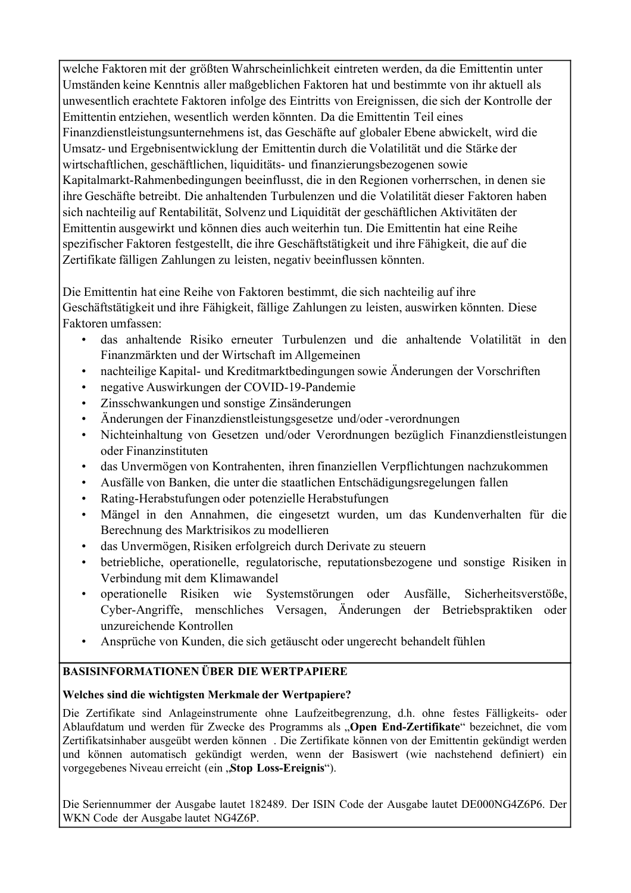welche Faktoren mit der größten Wahrscheinlichkeit eintreten werden, da die Emittentin unter Umständen keine Kenntnis aller maßgeblichen Faktoren hat und bestimmte von ihr aktuell als unwesentlich erachtete Faktoren infolge des Eintritts von Ereignissen, die sich der Kontrolle der Emittentin entziehen, wesentlich werden könnten. Da die Emittentin Teil eines Finanzdienstleistungsunternehmens ist, das Geschäfte auf globaler Ebene abwickelt, wird die Umsatz- und Ergebnisentwicklung der Emittentin durch die Volatilität und die Stärke der wirtschaftlichen, geschäftlichen, liquiditäts- und finanzierungsbezogenen sowie Kapitalmarkt-Rahmenbedingungen beeinflusst, die in den Regionen vorherrschen, in denen sie ihre Geschäfte betreibt. Die anhaltenden Turbulenzen und die Volatilität dieser Faktoren haben sich nachteilig auf Rentabilität, Solvenz und Liquidität der geschäftlichen Aktivitäten der Emittentin ausgewirkt und können dies auch weiterhin tun. Die Emittentin hat eine Reihe spezifischer Faktoren festgestellt, die ihre Geschäftstätigkeit und ihre Fähigkeit, die auf die Zertifikate fälligen Zahlungen zu leisten, negativ beeinflussen könnten.

Die Emittentin hat eine Reihe von Faktoren bestimmt, die sich nachteilig auf ihre Geschäftstätigkeit und ihre Fähigkeit, fällige Zahlungen zu leisten, auswirken könnten. Diese Faktoren umfassen:

- das anhaltende Risiko erneuter Turbulenzen und die anhaltende Volatilität in den Finanzmärkten und der Wirtschaft im Allgemeinen
- nachteilige Kapital- und Kreditmarktbedingungen sowie Änderungen der Vorschriften
- negative Auswirkungen der COVID-19-Pandemie
- Zinsschwankungen und sonstige Zinsänderungen
- Änderungen der Finanzdienstleistungsgesetze und/oder -verordnungen
- Nichteinhaltung von Gesetzen und/oder Verordnungen bezüglich Finanzdienstleistungen oder Finanzinstituten
- das Unvermögen von Kontrahenten, ihren finanziellen Verpflichtungen nachzukommen
- Ausfälle von Banken, die unter die staatlichen Entschädigungsregelungen fallen
- Rating-Herabstufungen oder potenzielle Herabstufungen
- Mängel in den Annahmen, die eingesetzt wurden, um das Kundenverhalten für die Berechnung des Marktrisikos zu modellieren
- das Unvermögen, Risiken erfolgreich durch Derivate zu steuern
- betriebliche, operationelle, regulatorische, reputationsbezogene und sonstige Risiken in Verbindung mit dem Klimawandel
- operationelle Risiken wie Systemstörungen oder Ausfälle, Sicherheitsverstöße, Cyber-Angriffe, menschliches Versagen, Änderungen der Betriebspraktiken oder unzureichende Kontrollen
- Ansprüche von Kunden, die sich getäuscht oder ungerecht behandelt fühlen

**BASISINFORMATIONEN ÜBER DIE WERTPAPIERE**

**Welches sind die wichtigsten Merkmale der Wertpapiere?**

Die Zertifikate sind Anlageinstrumente ohne Laufzeitbegrenzung, d.h. ohne festes Fälligkeits- oder Ablaufdatum und werden für Zwecke des Programms als „**Open End-Zertifikate**" bezeichnet, die vom Zertifikatsinhaber ausgeübt werden können . Die Zertifikate können von der Emittentin gekündigt werden und können automatisch gekündigt werden, wenn der Basiswert (wie nachstehend definiert) ein vorgegebenes Niveau erreicht (ein „**Stop Loss-Ereignis**").

Die Seriennummer der Ausgabe lautet 182489. Der ISIN Code der Ausgabe lautet DE000NG4Z6P6. Der WKN Code der Ausgabe lautet NG4Z6P.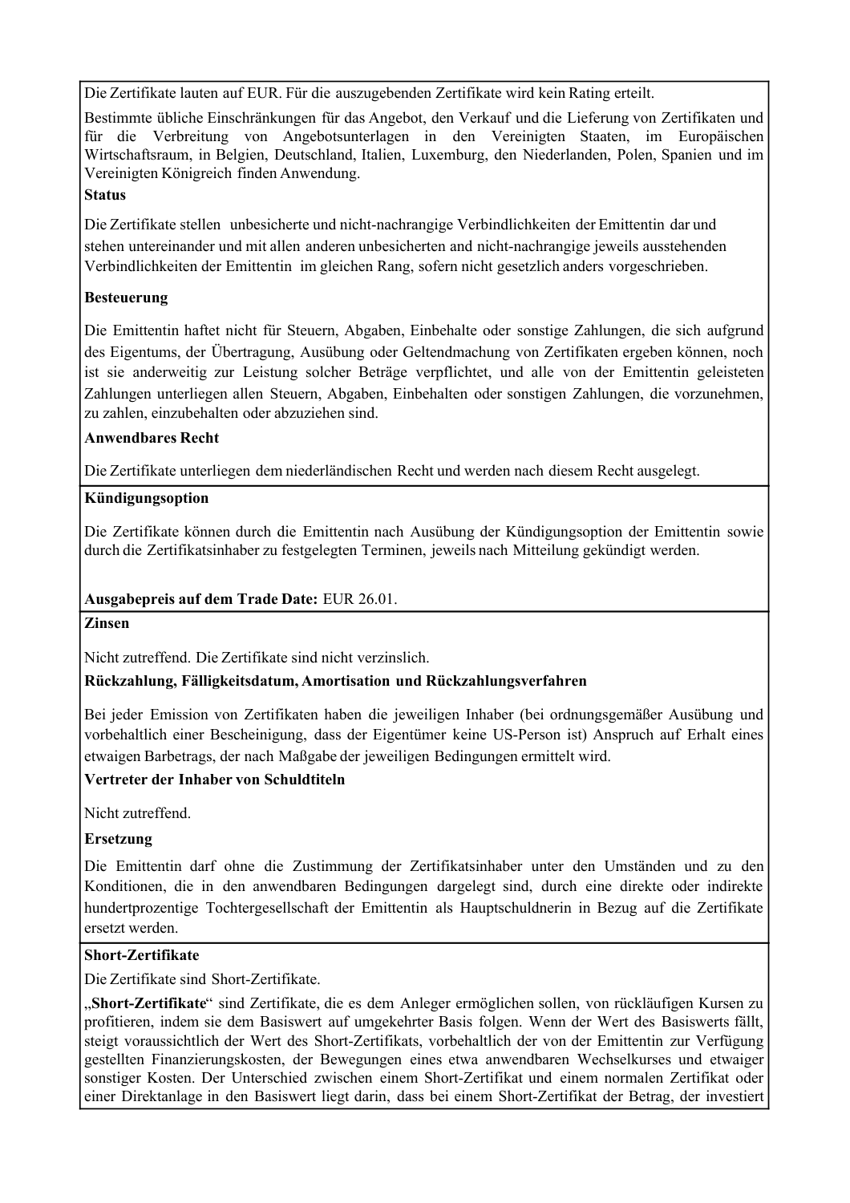Die Zertifikate lauten auf EUR. Für die auszugebenden Zertifikate wird kein Rating erteilt.

Bestimmte übliche Einschränkungen für das Angebot, den Verkauf und die Lieferung von Zertifikaten und für die Verbreitung von Angebotsunterlagen in den Vereinigten Staaten, im Europäischen Wirtschaftsraum, in Belgien, Deutschland, Italien, Luxemburg, den Niederlanden, Polen, Spanien und im Vereinigten Königreich finden Anwendung.

**Status**

Die Zertifikate stellen unbesicherte und nicht-nachrangige Verbindlichkeiten der Emittentin dar und stehen untereinander und mit allen anderen unbesicherten and nicht-nachrangige jeweils ausstehenden Verbindlichkeiten der Emittentin im gleichen Rang, sofern nicht gesetzlich anders vorgeschrieben.

**Besteuerung**

Die Emittentin haftet nicht für Steuern, Abgaben, Einbehalte oder sonstige Zahlungen, die sich aufgrund des Eigentums, der Übertragung, Ausübung oder Geltendmachung von Zertifikaten ergeben können, noch ist sie anderweitig zur Leistung solcher Beträge verpflichtet, und alle von der Emittentin geleisteten Zahlungen unterliegen allen Steuern, Abgaben, Einbehalten oder sonstigen Zahlungen, die vorzunehmen, zu zahlen, einzubehalten oder abzuziehen sind.

**Anwendbares Recht**

Die Zertifikate unterliegen dem niederländischen Recht und werden nach diesem Recht ausgelegt.

**Kündigungsoption**

Die Zertifikate können durch die Emittentin nach Ausübung der Kündigungsoption der Emittentin sowie durch die Zertifikatsinhaber zu festgelegten Terminen, jeweils nach Mitteilung gekündigt werden.

**Ausgabepreis auf dem Trade Date:** EUR 26.01.

**Zinsen**

Nicht zutreffend. Die Zertifikate sind nicht verzinslich.

**Rückzahlung, Fälligkeitsdatum, Amortisation und Rückzahlungsverfahren**

Bei jeder Emission von Zertifikaten haben die jeweiligen Inhaber (bei ordnungsgemäßer Ausübung und vorbehaltlich einer Bescheinigung, dass der Eigentümer keine US-Person ist) Anspruch auf Erhalt eines etwaigen Barbetrags, der nach Maßgabe der jeweiligen Bedingungen ermittelt wird.

**Vertreter der Inhaber von Schuldtiteln**

Nicht zutreffend.

**Ersetzung**

Die Emittentin darf ohne die Zustimmung der Zertifikatsinhaber unter den Umständen und zu den Konditionen, die in den anwendbaren Bedingungen dargelegt sind, durch eine direkte oder indirekte hundertprozentige Tochtergesellschaft der Emittentin als Hauptschuldnerin in Bezug auf die Zertifikate ersetzt werden.

**Short-Zertifikate**

Die Zertifikate sind Short-Zertifikate.

„**Short-Zertifikate**" sind Zertifikate, die es dem Anleger ermöglichen sollen, von rückläufigen Kursen zu profitieren, indem sie dem Basiswert auf umgekehrter Basis folgen. Wenn der Wert des Basiswerts fällt, steigt voraussichtlich der Wert des Short-Zertifikats, vorbehaltlich der von der Emittentin zur Verfügung gestellten Finanzierungskosten, der Bewegungen eines etwa anwendbaren Wechselkurses und etwaiger sonstiger Kosten. Der Unterschied zwischen einem Short-Zertifikat und einem normalen Zertifikat oder einer Direktanlage in den Basiswert liegt darin, dass bei einem Short-Zertifikat der Betrag, der investiert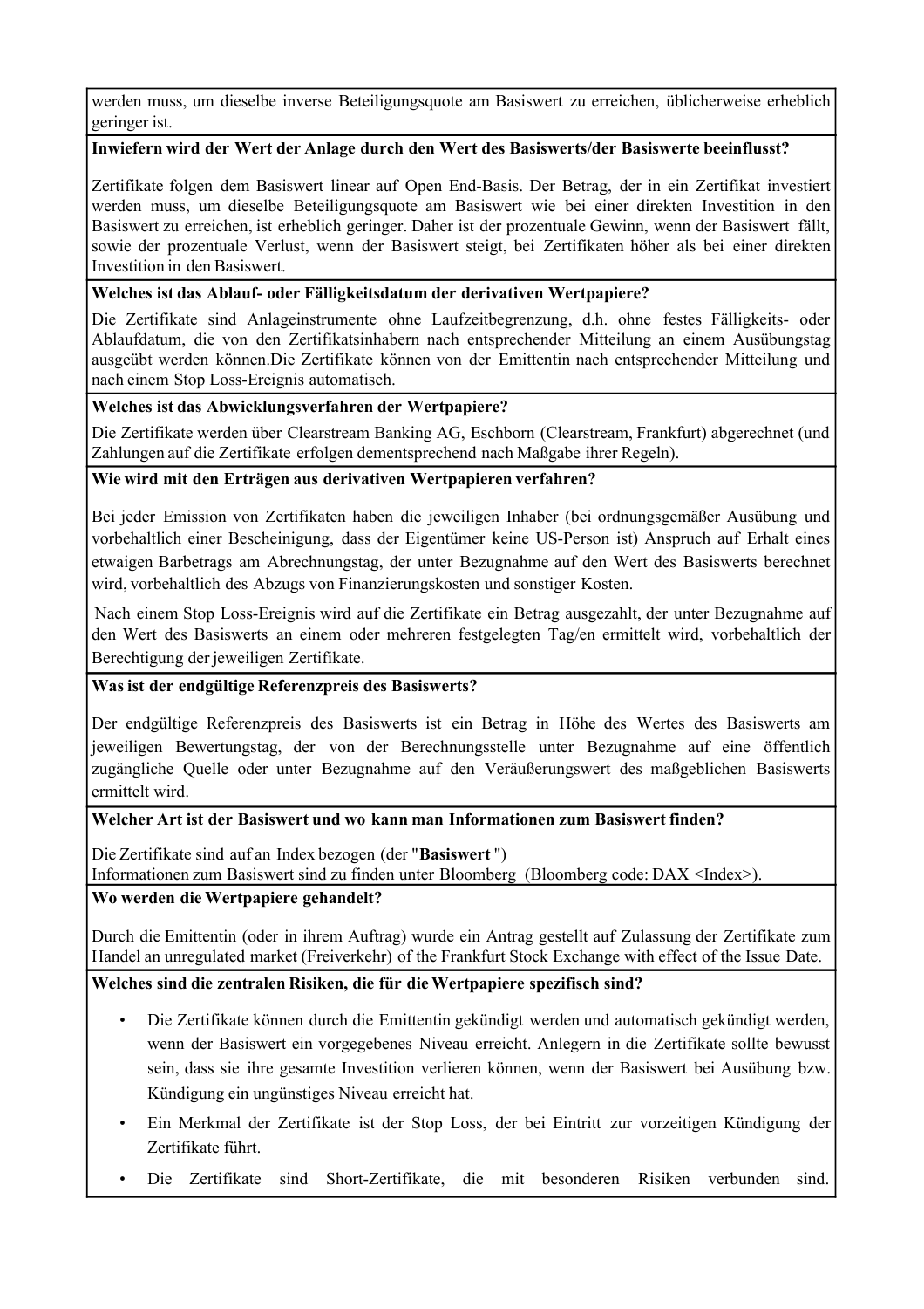werden muss, um dieselbe inverse Beteiligungsquote am Basiswert zu erreichen, üblicherweise erheblich geringer ist.

**Inwiefern wird der Wert der Anlage durch den Wert des Basiswerts/der Basiswerte beeinflusst?**

Zertifikate folgen dem Basiswert linear auf Open End-Basis. Der Betrag, der in ein Zertifikat investiert werden muss, um dieselbe Beteiligungsquote am Basiswert wie bei einer direkten Investition in den Basiswert zu erreichen, ist erheblich geringer. Daher ist der prozentuale Gewinn, wenn der Basiswert fällt, sowie der prozentuale Verlust, wenn der Basiswert steigt, bei Zertifikaten höher als bei einer direkten Investition in den Basiswert.

**Welches ist das Ablauf- oder Fälligkeitsdatum der derivativen Wertpapiere?**

Die Zertifikate sind Anlageinstrumente ohne Laufzeitbegrenzung, d.h. ohne festes Fälligkeits- oder Ablaufdatum, die von den Zertifikatsinhabern nach entsprechender Mitteilung an einem Ausübungstag ausgeübt werden können.Die Zertifikate können von der Emittentin nach entsprechender Mitteilung und nach einem Stop Loss-Ereignis automatisch.

**Welches ist das Abwicklungsverfahren der Wertpapiere?**

Die Zertifikate werden über Clearstream Banking AG, Eschborn (Clearstream, Frankfurt) abgerechnet (und Zahlungen auf die Zertifikate erfolgen dementsprechend nach Maßgabe ihrer Regeln).

**Wie wird mit den Erträgen aus derivativen Wertpapieren verfahren?**

Bei jeder Emission von Zertifikaten haben die jeweiligen Inhaber (bei ordnungsgemäßer Ausübung und vorbehaltlich einer Bescheinigung, dass der Eigentümer keine US-Person ist) Anspruch auf Erhalt eines etwaigen Barbetrags am Abrechnungstag, der unter Bezugnahme auf den Wert des Basiswerts berechnet wird, vorbehaltlich des Abzugs von Finanzierungskosten und sonstiger Kosten.

Nach einem Stop Loss-Ereignis wird auf die Zertifikate ein Betrag ausgezahlt, der unter Bezugnahme auf den Wert des Basiswerts an einem oder mehreren festgelegten Tag/en ermittelt wird, vorbehaltlich der Berechtigung der jeweiligen Zertifikate.

**Was ist der endgültige Referenzpreis des Basiswerts?**

Der endgültige Referenzpreis des Basiswerts ist ein Betrag in Höhe des Wertes des Basiswerts am jeweiligen Bewertungstag, der von der Berechnungsstelle unter Bezugnahme auf eine öffentlich zugängliche Quelle oder unter Bezugnahme auf den Veräußerungswert des maßgeblichen Basiswerts ermittelt wird.

**Welcher Art ist der Basiswert und wo kann man Informationen zum Basiswert finden?**

Die Zertifikate sind auf an Index bezogen (der "**Basiswert** ")
Informationen zum Basiswert sind zu finden unter Bloomberg (Bloomberg code: DAX <Index>).

**Wo werden die Wertpapiere gehandelt?**

Durch die Emittentin (oder in ihrem Auftrag) wurde ein Antrag gestellt auf Zulassung der Zertifikate zum Handel an unregulated market (Freiverkehr) of the Frankfurt Stock Exchange with effect of the Issue Date.

**Welches sind die zentralen Risiken, die für die Wertpapiere spezifisch sind?**

- Die Zertifikate können durch die Emittentin gekündigt werden und automatisch gekündigt werden, wenn der Basiswert ein vorgegebenes Niveau erreicht. Anlegern in die Zertifikate sollte bewusst sein, dass sie ihre gesamte Investition verlieren können, wenn der Basiswert bei Ausübung bzw. Kündigung ein ungünstiges Niveau erreicht hat.
- Ein Merkmal der Zertifikate ist der Stop Loss, der bei Eintritt zur vorzeitigen Kündigung der Zertifikate führt.
- Die Zertifikate sind Short-Zertifikate, die mit besonderen Risiken verbunden sind.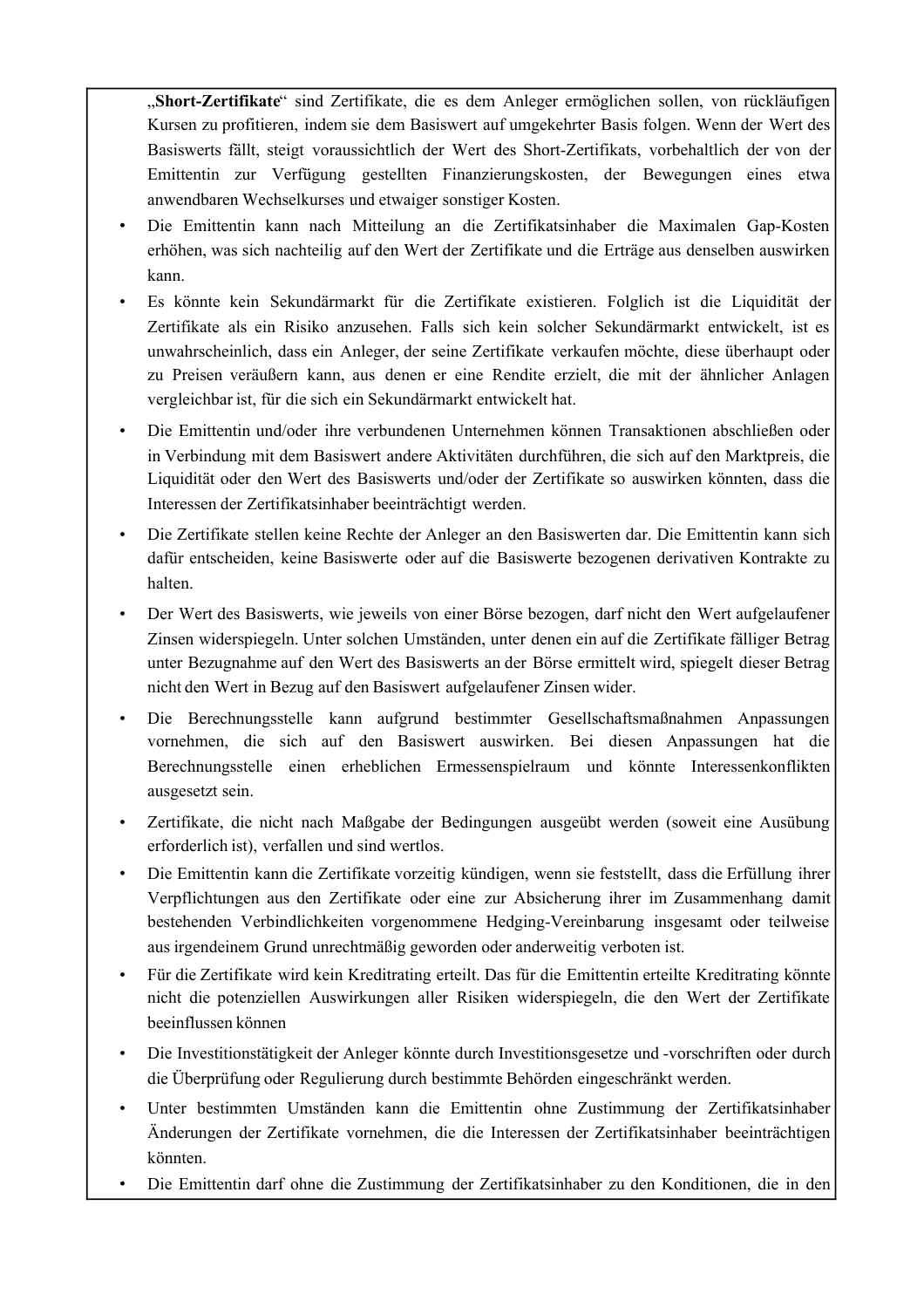„**Short-Zertifikate**" sind Zertifikate, die es dem Anleger ermöglichen sollen, von rückläufigen Kursen zu profitieren, indem sie dem Basiswert auf umgekehrter Basis folgen. Wenn der Wert des Basiswerts fällt, steigt voraussichtlich der Wert des Short-Zertifikats, vorbehaltlich der von der Emittentin zur Verfügung gestellten Finanzierungskosten, der Bewegungen eines etwa anwendbaren Wechselkurses und etwaiger sonstiger Kosten.

- Die Emittentin kann nach Mitteilung an die Zertifikatsinhaber die Maximalen Gap-Kosten erhöhen, was sich nachteilig auf den Wert der Zertifikate und die Erträge aus denselben auswirken kann.
- Es könnte kein Sekundärmarkt für die Zertifikate existieren. Folglich ist die Liquidität der Zertifikate als ein Risiko anzusehen. Falls sich kein solcher Sekundärmarkt entwickelt, ist es unwahrscheinlich, dass ein Anleger, der seine Zertifikate verkaufen möchte, diese überhaupt oder zu Preisen veräußern kann, aus denen er eine Rendite erzielt, die mit der ähnlicher Anlagen vergleichbar ist, für die sich ein Sekundärmarkt entwickelt hat.
- Die Emittentin und/oder ihre verbundenen Unternehmen können Transaktionen abschließen oder in Verbindung mit dem Basiswert andere Aktivitäten durchführen, die sich auf den Marktpreis, die Liquidität oder den Wert des Basiswerts und/oder der Zertifikate so auswirken könnten, dass die Interessen der Zertifikatsinhaber beeinträchtigt werden.
- Die Zertifikate stellen keine Rechte der Anleger an den Basiswerten dar. Die Emittentin kann sich dafür entscheiden, keine Basiswerte oder auf die Basiswerte bezogenen derivativen Kontrakte zu halten.
- Der Wert des Basiswerts, wie jeweils von einer Börse bezogen, darf nicht den Wert aufgelaufener Zinsen widerspiegeln. Unter solchen Umständen, unter denen ein auf die Zertifikate fälliger Betrag unter Bezugnahme auf den Wert des Basiswerts an der Börse ermittelt wird, spiegelt dieser Betrag nicht den Wert in Bezug auf den Basiswert aufgelaufener Zinsen wider.
- Die Berechnungsstelle kann aufgrund bestimmter Gesellschaftsmaßnahmen Anpassungen vornehmen, die sich auf den Basiswert auswirken. Bei diesen Anpassungen hat die Berechnungsstelle einen erheblichen Ermessenspielraum und könnte Interessenkonflikten ausgesetzt sein.
- Zertifikate, die nicht nach Maßgabe der Bedingungen ausgeübt werden (soweit eine Ausübung erforderlich ist), verfallen und sind wertlos.
- Die Emittentin kann die Zertifikate vorzeitig kündigen, wenn sie feststellt, dass die Erfüllung ihrer Verpflichtungen aus den Zertifikate oder eine zur Absicherung ihrer im Zusammenhang damit bestehenden Verbindlichkeiten vorgenommene Hedging-Vereinbarung insgesamt oder teilweise aus irgendeinem Grund unrechtmäßig geworden oder anderweitig verboten ist.
- Für die Zertifikate wird kein Kreditrating erteilt. Das für die Emittentin erteilte Kreditrating könnte nicht die potenziellen Auswirkungen aller Risiken widerspiegeln, die den Wert der Zertifikate beeinflussen können
- Die Investitionstätigkeit der Anleger könnte durch Investitionsgesetze und -vorschriften oder durch die Überprüfung oder Regulierung durch bestimmte Behörden eingeschränkt werden.
- Unter bestimmten Umständen kann die Emittentin ohne Zustimmung der Zertifikatsinhaber Änderungen der Zertifikate vornehmen, die die Interessen der Zertifikatsinhaber beeinträchtigen könnten.
- Die Emittentin darf ohne die Zustimmung der Zertifikatsinhaber zu den Konditionen, die in den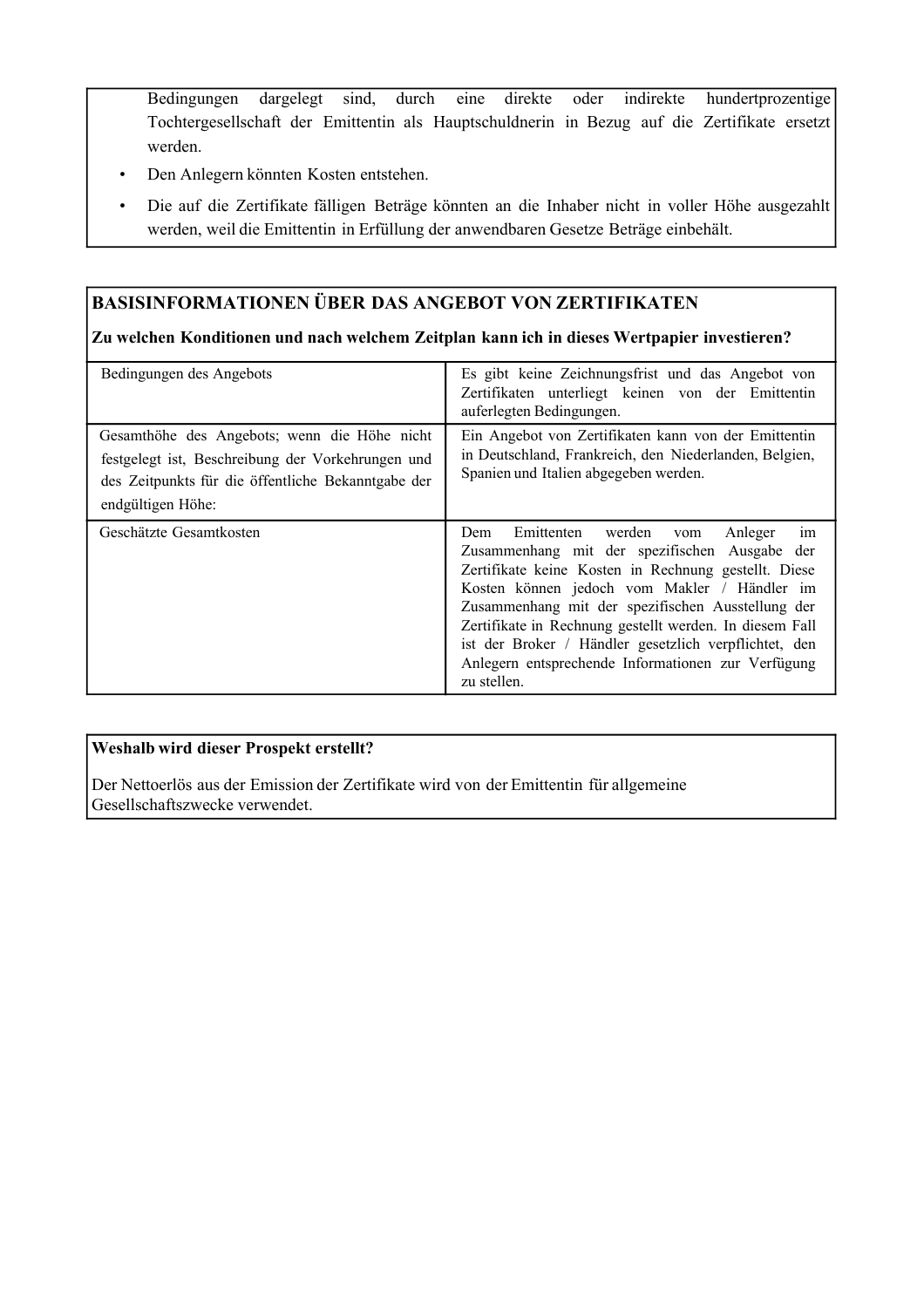Bedingungen dargelegt sind, durch eine direkte oder indirekte hundertprozentige Tochtergesellschaft der Emittentin als Hauptschuldnerin in Bezug auf die Zertifikate ersetzt werden.

- Den Anlegern könnten Kosten entstehen.
- Die auf die Zertifikate fälligen Beträge könnten an die Inhaber nicht in voller Höhe ausgezahlt werden, weil die Emittentin in Erfüllung der anwendbaren Gesetze Beträge einbehält.

## BASISINFORMATIONEN ÜBER DAS ANGEBOT VON ZERTIFIKATEN

**Zu welchen Konditionen und nach welchem Zeitplan kann ich in dieses Wertpapier investieren?**

| | |
|---|---|
| Bedingungen des Angebots | Es gibt keine Zeichnungsfrist und das Angebot von Zertifikaten unterliegt keinen von der Emittentin auferlegten Bedingungen. |
| Gesamthöhe des Angebots; wenn die Höhe nicht festgelegt ist, Beschreibung der Vorkehrungen und des Zeitpunkts für die öffentliche Bekanntgabe der endgültigen Höhe: | Ein Angebot von Zertifikaten kann von der Emittentin in Deutschland, Frankreich, den Niederlanden, Belgien, Spanien und Italien abgegeben werden. |
| Geschätzte Gesamtkosten | Dem Emittenten werden vom Anleger im Zusammenhang mit der spezifischen Ausgabe der Zertifikate keine Kosten in Rechnung gestellt. Diese Kosten können jedoch vom Makler / Händler im Zusammenhang mit der spezifischen Ausstellung der Zertifikate in Rechnung gestellt werden. In diesem Fall ist der Broker / Händler gesetzlich verpflichtet, den Anlegern entsprechende Informationen zur Verfügung zu stellen. |

**Weshalb wird dieser Prospekt erstellt?**

Der Nettoerlös aus der Emission der Zertifikate wird von der Emittentin für allgemeine Gesellschaftszwecke verwendet.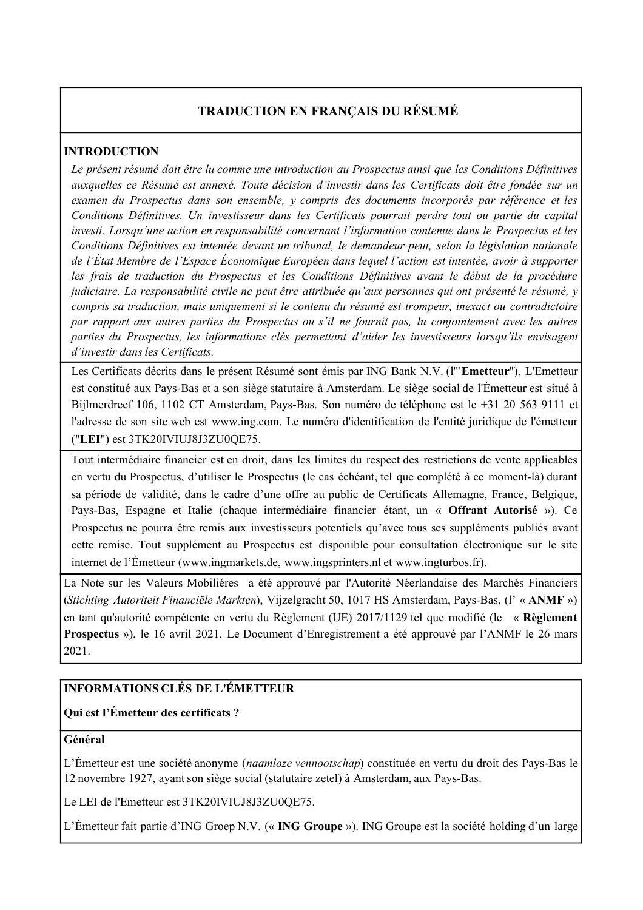## TRADUCTION EN FRANÇAIS DU RÉSUMÉ

**INTRODUCTION**

*Le présent résumé doit être lu comme une introduction au Prospectus ainsi que les Conditions Définitives auxquelles ce Résumé est annexé. Toute décision d'investir dans les Certificats doit être fondée sur un examen du Prospectus dans son ensemble, y compris des documents incorporés par référence et les Conditions Définitives. Un investisseur dans les Certificats pourrait perdre tout ou partie du capital investi. Lorsqu'une action en responsabilité concernant l'information contenue dans le Prospectus et les Conditions Définitives est intentée devant un tribunal, le demandeur peut, selon la législation nationale de l'État Membre de l'Espace Économique Européen dans lequel l'action est intentée, avoir à supporter les frais de traduction du Prospectus et les Conditions Définitives avant le début de la procédure judiciaire. La responsabilité civile ne peut être attribuée qu'aux personnes qui ont présenté le résumé, y compris sa traduction, mais uniquement si le contenu du résumé est trompeur, inexact ou contradictoire par rapport aux autres parties du Prospectus ou s'il ne fournit pas, lu conjointement avec les autres parties du Prospectus, les informations clés permettant d'aider les investisseurs lorsqu'ils envisagent d'investir dans les Certificats.*

Les Certificats décrits dans le présent Résumé sont émis par ING Bank N.V. (l'"**Emetteur**"). L'Emetteur est constitué aux Pays-Bas et a son siège statutaire à Amsterdam. Le siège social de l'Émetteur est situé à Bijlmerdreef 106, 1102 CT Amsterdam, Pays-Bas. Son numéro de téléphone est le +31 20 563 9111 et l'adresse de son site web est www.ing.com. Le numéro d'identification de l'entité juridique de l'émetteur ("**LEI**") est 3TK20IVIUJ8J3ZU0QE75.

Tout intermédiaire financier est en droit, dans les limites du respect des restrictions de vente applicables en vertu du Prospectus, d'utiliser le Prospectus (le cas échéant, tel que complété à ce moment-là) durant sa période de validité, dans le cadre d'une offre au public de Certificats Allemagne, France, Belgique, Pays-Bas, Espagne et Italie (chaque intermédiaire financier étant, un « **Offrant Autorisé** »). Ce Prospectus ne pourra être remis aux investisseurs potentiels qu'avec tous ses suppléments publiés avant cette remise. Tout supplément au Prospectus est disponible pour consultation électronique sur le site internet de l'Émetteur (www.ingmarkets.de, www.ingsprinters.nl et www.ingturbos.fr).

La Note sur les Valeurs Mobiliéres a été approuvé par l'Autorité Néerlandaise des Marchés Financiers (*Stichting Autoriteit Financiële Markten*), Vijzelgracht 50, 1017 HS Amsterdam, Pays-Bas, (l' « **ANMF** ») en tant qu'autorité compétente en vertu du Règlement (UE) 2017/1129 tel que modifié (le « **Règlement Prospectus** »), le 16 avril 2021. Le Document d'Enregistrement a été approuvé par l'ANMF le 26 mars 2021.

**INFORMATIONS CLÉS DE L'ÉMETTEUR**

**Qui est l'Émetteur des certificats ?**

**Général**

L'Émetteur est une société anonyme (*naamloze vennootschap*) constituée en vertu du droit des Pays-Bas le 12 novembre 1927, ayant son siège social (statutaire zetel) à Amsterdam, aux Pays-Bas.

Le LEI de l'Emetteur est 3TK20IVIUJ8J3ZU0QE75.

L'Émetteur fait partie d'ING Groep N.V. (« **ING Groupe** »). ING Groupe est la société holding d'un large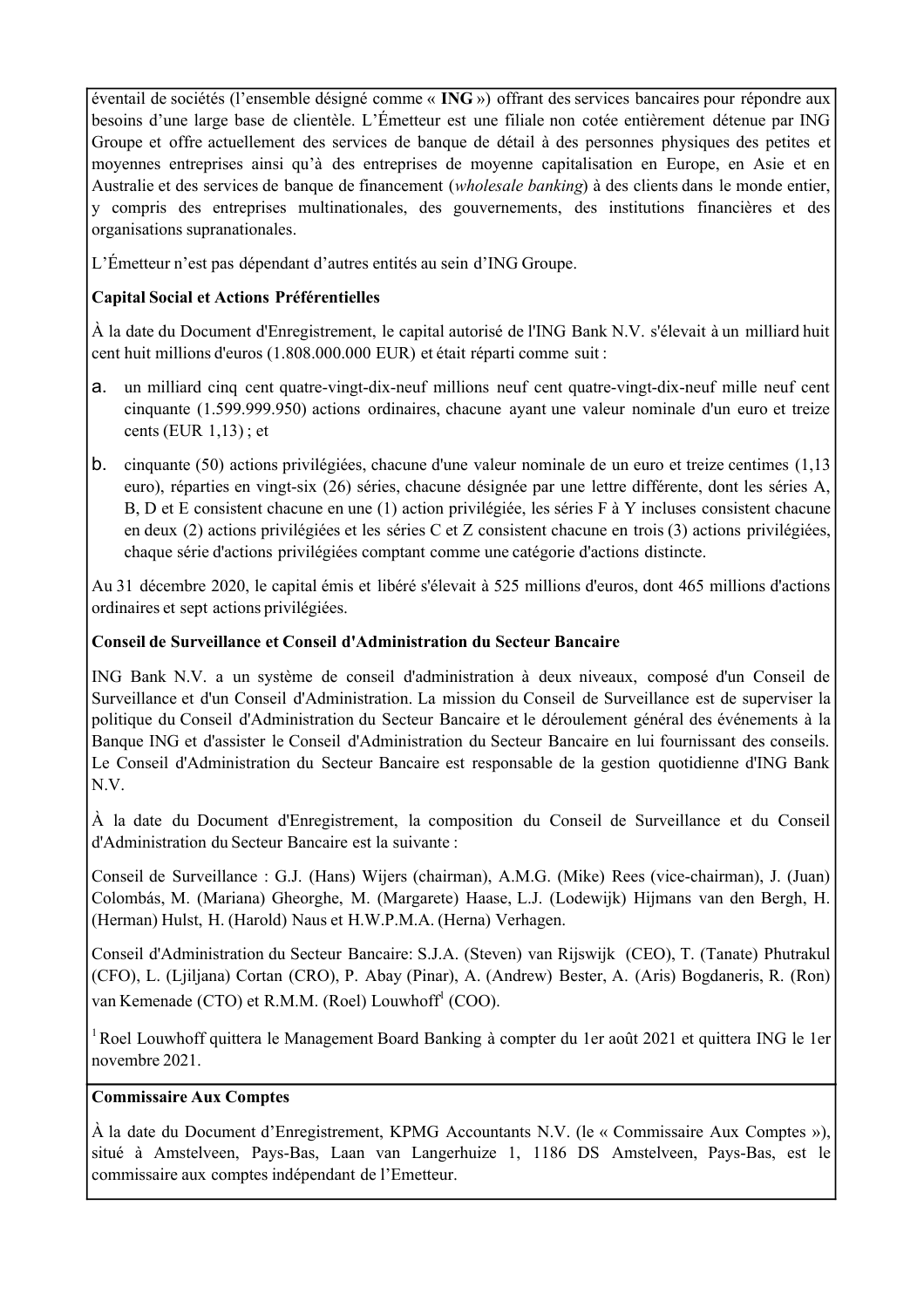éventail de sociétés (l'ensemble désigné comme « **ING** ») offrant des services bancaires pour répondre aux besoins d'une large base de clientèle. L'Émetteur est une filiale non cotée entièrement détenue par ING Groupe et offre actuellement des services de banque de détail à des personnes physiques des petites et moyennes entreprises ainsi qu'à des entreprises de moyenne capitalisation en Europe, en Asie et en Australie et des services de banque de financement (*wholesale banking*) à des clients dans le monde entier, y compris des entreprises multinationales, des gouvernements, des institutions financières et des organisations supranationales.

L'Émetteur n'est pas dépendant d'autres entités au sein d'ING Groupe.

**Capital Social et Actions Préférentielles**

À la date du Document d'Enregistrement, le capital autorisé de l'ING Bank N.V. s'élevait à un milliard huit cent huit millions d'euros (1.808.000.000 EUR) et était réparti comme suit :

a. un milliard cinq cent quatre-vingt-dix-neuf millions neuf cent quatre-vingt-dix-neuf mille neuf cent cinquante (1.599.999.950) actions ordinaires, chacune ayant une valeur nominale d'un euro et treize cents (EUR 1,13) ; et

b. cinquante (50) actions privilégiées, chacune d'une valeur nominale de un euro et treize centimes (1,13 euro), réparties en vingt-six (26) séries, chacune désignée par une lettre différente, dont les séries A, B, D et E consistent chacune en une (1) action privilégiée, les séries F à Y incluses consistent chacune en deux (2) actions privilégiées et les séries C et Z consistent chacune en trois (3) actions privilégiées, chaque série d'actions privilégiées comptant comme une catégorie d'actions distincte.

Au 31 décembre 2020, le capital émis et libéré s'élevait à 525 millions d'euros, dont 465 millions d'actions ordinaires et sept actions privilégiées.

**Conseil de Surveillance et Conseil d'Administration du Secteur Bancaire**

ING Bank N.V. a un système de conseil d'administration à deux niveaux, composé d'un Conseil de Surveillance et d'un Conseil d'Administration. La mission du Conseil de Surveillance est de superviser la politique du Conseil d'Administration du Secteur Bancaire et le déroulement général des événements à la Banque ING et d'assister le Conseil d'Administration du Secteur Bancaire en lui fournissant des conseils. Le Conseil d'Administration du Secteur Bancaire est responsable de la gestion quotidienne d'ING Bank N.V.

À la date du Document d'Enregistrement, la composition du Conseil de Surveillance et du Conseil d'Administration du Secteur Bancaire est la suivante :

Conseil de Surveillance : G.J. (Hans) Wijers (chairman), A.M.G. (Mike) Rees (vice-chairman), J. (Juan) Colombás, M. (Mariana) Gheorghe, M. (Margarete) Haase, L.J. (Lodewijk) Hijmans van den Bergh, H. (Herman) Hulst, H. (Harold) Naus et H.W.P.M.A. (Herna) Verhagen.

Conseil d'Administration du Secteur Bancaire: S.J.A. (Steven) van Rijswijk (CEO), T. (Tanate) Phutrakul (CFO), L. (Ljiljana) Cortan (CRO), P. Abay (Pinar), A. (Andrew) Bester, A. (Aris) Bogdaneris, R. (Ron) van Kemenade (CTO) et R.M.M. (Roel) Louwhoff[1] (COO).

[1] Roel Louwhoff quittera le Management Board Banking à compter du 1er août 2021 et quittera ING le 1er novembre 2021.

**Commissaire Aux Comptes**

À la date du Document d'Enregistrement, KPMG Accountants N.V. (le « Commissaire Aux Comptes »), situé à Amstelveen, Pays-Bas, Laan van Langerhuize 1, 1186 DS Amstelveen, Pays-Bas, est le commissaire aux comptes indépendant de l'Emetteur.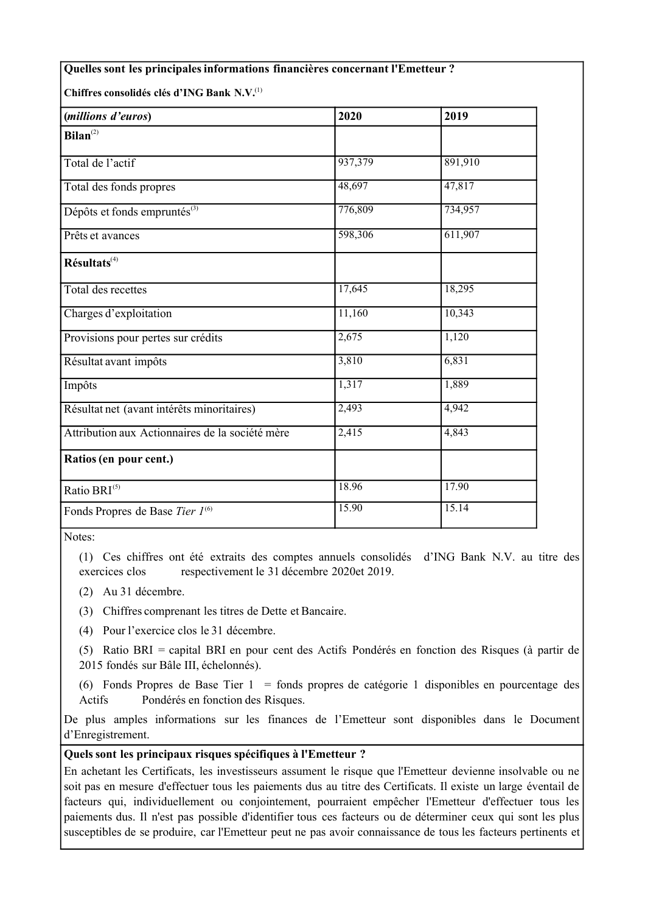**Quelles sont les principales informations financières concernant l'Emetteur ?**

**Chiffres consolidés clés d'ING Bank N.V.**[1]

| *(millions d'euros)* | 2020 | 2019 |
|---|---|---|
| **Bilan**[2] | | |
| Total de l'actif | 937,379 | 891,910 |
| Total des fonds propres | 48,697 | 47,817 |
| Dépôts et fonds empruntés[3] | 776,809 | 734,957 |
| Prêts et avances | 598,306 | 611,907 |
| **Résultats**[4] | | |
| Total des recettes | 17,645 | 18,295 |
| Charges d'exploitation | 11,160 | 10,343 |
| Provisions pour pertes sur crédits | 2,675 | 1,120 |
| Résultat avant impôts | 3,810 | 6,831 |
| Impôts | 1,317 | 1,889 |
| Résultat net (avant intérêts minoritaires) | 2,493 | 4,942 |
| Attribution aux Actionnaires de la société mère | 2,415 | 4,843 |
| **Ratios (en pour cent.)** | | |
| Ratio BRI[5] | 18.96 | 17.90 |
| Fonds Propres de Base *Tier 1*[6] | 15.90 | 15.14 |

Notes:

(1) Ces chiffres ont été extraits des comptes annuels consolidés d'ING Bank N.V. au titre des exercices clos respectivement le 31 décembre 2020et 2019.

(2) Au 31 décembre.

(3) Chiffres comprenant les titres de Dette et Bancaire.

(4) Pour l'exercice clos le 31 décembre.

(5) Ratio BRI = capital BRI en pour cent des Actifs Pondérés en fonction des Risques (à partir de 2015 fondés sur Bâle III, échelonnés).

(6) Fonds Propres de Base Tier 1 = fonds propres de catégorie 1 disponibles en pourcentage des Actifs Pondérés en fonction des Risques.

De plus amples informations sur les finances de l'Emetteur sont disponibles dans le Document d'Enregistrement.

**Quels sont les principaux risques spécifiques à l'Emetteur ?**

En achetant les Certificats, les investisseurs assument le risque que l'Emetteur devienne insolvable ou ne soit pas en mesure d'effectuer tous les paiements dus au titre des Certificats. Il existe un large éventail de facteurs qui, individuellement ou conjointement, pourraient empêcher l'Emetteur d'effectuer tous les paiements dus. Il n'est pas possible d'identifier tous ces facteurs ou de déterminer ceux qui sont les plus susceptibles de se produire, car l'Emetteur peut ne pas avoir connaissance de tous les facteurs pertinents et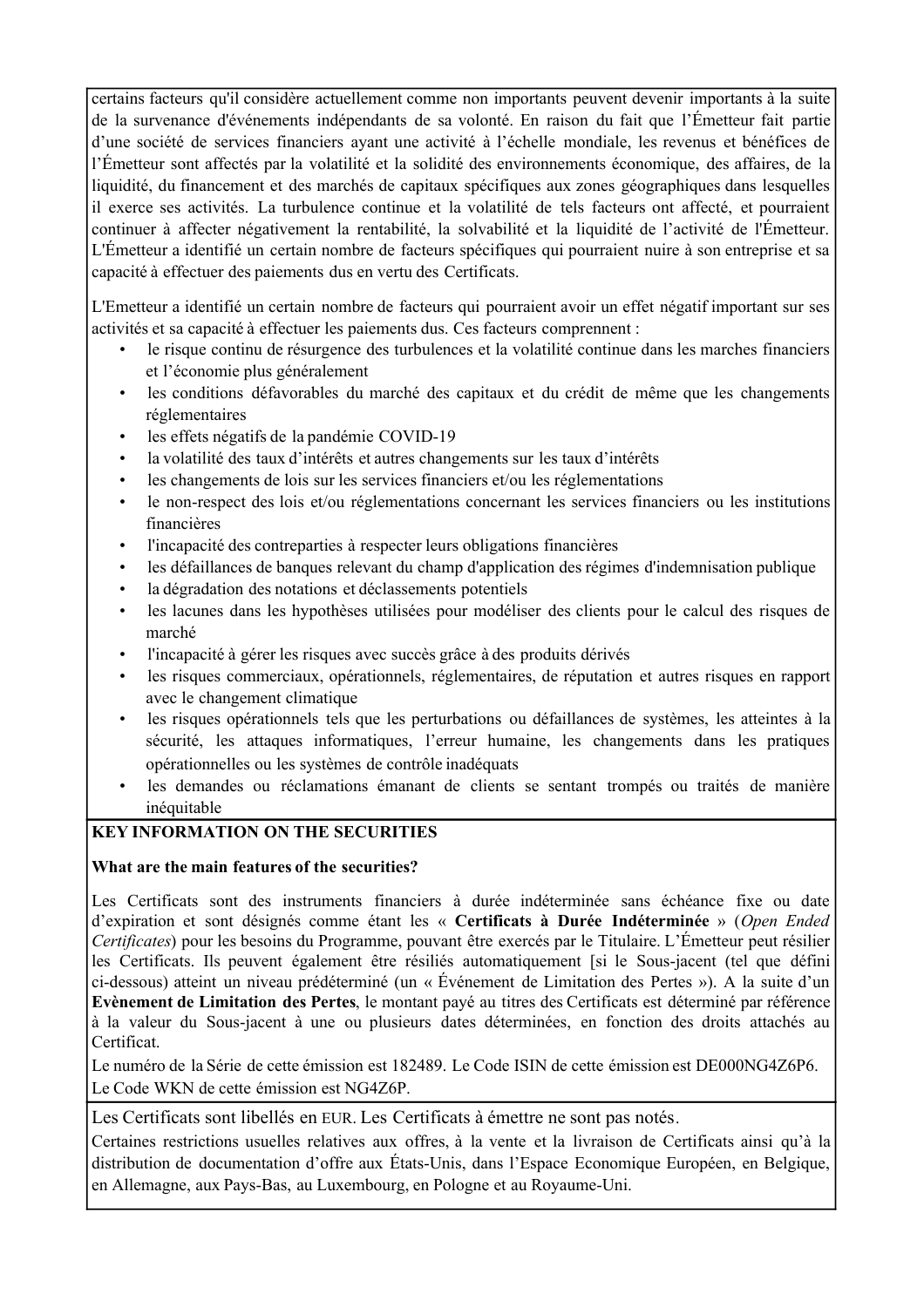certains facteurs qu'il considère actuellement comme non importants peuvent devenir importants à la suite de la survenance d'événements indépendants de sa volonté. En raison du fait que l'Émetteur fait partie d'une société de services financiers ayant une activité à l'échelle mondiale, les revenus et bénéfices de l'Émetteur sont affectés par la volatilité et la solidité des environnements économique, des affaires, de la liquidité, du financement et des marchés de capitaux spécifiques aux zones géographiques dans lesquelles il exerce ses activités. La turbulence continue et la volatilité de tels facteurs ont affecté, et pourraient continuer à affecter négativement la rentabilité, la solvabilité et la liquidité de l'activité de l'Émetteur. L'Émetteur a identifié un certain nombre de facteurs spécifiques qui pourraient nuire à son entreprise et sa capacité à effectuer des paiements dus en vertu des Certificats.

L'Emetteur a identifié un certain nombre de facteurs qui pourraient avoir un effet négatif important sur ses activités et sa capacité à effectuer les paiements dus. Ces facteurs comprennent :

- le risque continu de résurgence des turbulences et la volatilité continue dans les marches financiers et l'économie plus généralement
- les conditions défavorables du marché des capitaux et du crédit de même que les changements réglementaires
- les effets négatifs de la pandémie COVID-19
- la volatilité des taux d'intérêts et autres changements sur les taux d'intérêts
- les changements de lois sur les services financiers et/ou les réglementations
- le non-respect des lois et/ou réglementations concernant les services financiers ou les institutions financières
- l'incapacité des contreparties à respecter leurs obligations financières
- les défaillances de banques relevant du champ d'application des régimes d'indemnisation publique
- la dégradation des notations et déclassements potentiels
- les lacunes dans les hypothèses utilisées pour modéliser des clients pour le calcul des risques de marché
- l'incapacité à gérer les risques avec succès grâce à des produits dérivés
- les risques commerciaux, opérationnels, réglementaires, de réputation et autres risques en rapport avec le changement climatique
- les risques opérationnels tels que les perturbations ou défaillances de systèmes, les atteintes à la sécurité, les attaques informatiques, l'erreur humaine, les changements dans les pratiques opérationnelles ou les systèmes de contrôle inadéquats
- les demandes ou réclamations émanant de clients se sentant trompés ou traités de manière inéquitable

**KEY INFORMATION ON THE SECURITIES**

**What are the main features of the securities?**

Les Certificats sont des instruments financiers à durée indéterminée sans échéance fixe ou date d'expiration et sont désignés comme étant les « **Certificats à Durée Indéterminée** » (*Open Ended Certificates*) pour les besoins du Programme, pouvant être exercés par le Titulaire. L'Émetteur peut résilier les Certificats. Ils peuvent également être résiliés automatiquement [si le Sous-jacent (tel que défini ci-dessous) atteint un niveau prédéterminé (un « Événement de Limitation des Pertes »). A la suite d'un **Evènement de Limitation des Pertes**, le montant payé au titres des Certificats est déterminé par référence à la valeur du Sous-jacent à une ou plusieurs dates déterminées, en fonction des droits attachés au Certificat.

Le numéro de la Série de cette émission est 182489. Le Code ISIN de cette émission est DE000NG4Z6P6.

Le Code WKN de cette émission est NG4Z6P.

Les Certificats sont libellés en EUR. Les Certificats à émettre ne sont pas notés.

Certaines restrictions usuelles relatives aux offres, à la vente et la livraison de Certificats ainsi qu'à la distribution de documentation d'offre aux États-Unis, dans l'Espace Economique Européen, en Belgique, en Allemagne, aux Pays-Bas, au Luxembourg, en Pologne et au Royaume-Uni.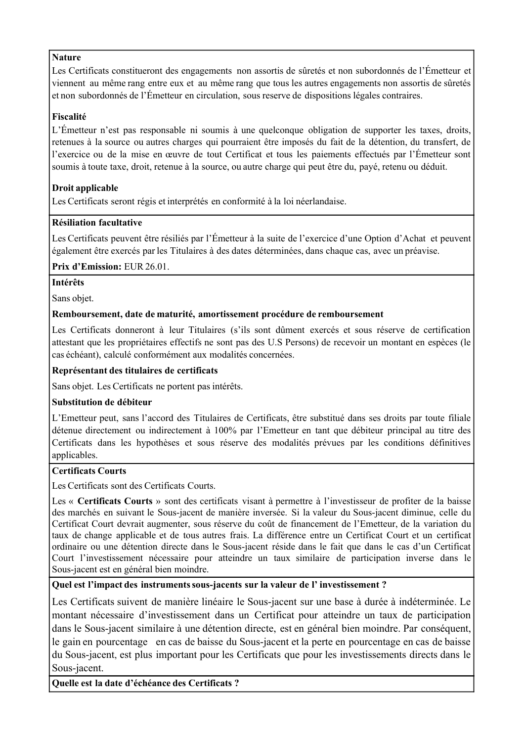**Nature**

Les Certificats constitueront des engagements non assortis de sûretés et non subordonnés de l'Émetteur et viennent au même rang entre eux et au même rang que tous les autres engagements non assortis de sûretés et non subordonnés de l'Émetteur en circulation, sous reserve de dispositions légales contraires.

**Fiscalité**

L'Émetteur n'est pas responsable ni soumis à une quelconque obligation de supporter les taxes, droits, retenues à la source ou autres charges qui pourraient être imposés du fait de la détention, du transfert, de l'exercice ou de la mise en œuvre de tout Certificat et tous les paiements effectués par l'Émetteur sont soumis à toute taxe, droit, retenue à la source, ou autre charge qui peut être du, payé, retenu ou déduit.

**Droit applicable**

Les Certificats seront régis et interprétés en conformité à la loi néerlandaise.

**Résiliation facultative**

Les Certificats peuvent être résiliés par l'Émetteur à la suite de l'exercice d'une Option d'Achat et peuvent également être exercés par les Titulaires à des dates déterminées, dans chaque cas, avec un préavise.

**Prix d'Emission:** EUR 26.01.

**Intérêts**

Sans objet.

**Remboursement, date de maturité, amortissement procédure de remboursement**

Les Certificats donneront à leur Titulaires (s'ils sont dûment exercés et sous réserve de certification attestant que les propriétaires effectifs ne sont pas des U.S Persons) de recevoir un montant en espèces (le cas échéant), calculé conformément aux modalités concernées.

**Représentant des titulaires de certificats**

Sans objet. Les Certificats ne portent pas intérêts.

**Substitution de débiteur**

L'Emetteur peut, sans l'accord des Titulaires de Certificats, être substitué dans ses droits par toute filiale détenue directement ou indirectement à 100% par l'Emetteur en tant que débiteur principal au titre des Certificats dans les hypothèses et sous réserve des modalités prévues par les conditions définitives applicables.

**Certificats Courts**

Les Certificats sont des Certificats Courts.

Les « **Certificats Courts** » sont des certificats visant à permettre à l'investisseur de profiter de la baisse des marchés en suivant le Sous-jacent de manière inversée. Si la valeur du Sous-jacent diminue, celle du Certificat Court devrait augmenter, sous réserve du coût de financement de l'Emetteur, de la variation du taux de change applicable et de tous autres frais. La différence entre un Certificat Court et un certificat ordinaire ou une détention directe dans le Sous-jacent réside dans le fait que dans le cas d'un Certificat Court l'investissement nécessaire pour atteindre un taux similaire de participation inverse dans le Sous-jacent est en général bien moindre.

**Quel est l'impact des instruments sous-jacents sur la valeur de l' investissement ?**

Les Certificats suivent de manière linéaire le Sous-jacent sur une base à durée à indéterminée. Le montant nécessaire d'investissement dans un Certificat pour atteindre un taux de participation dans le Sous-jacent similaire à une détention directe, est en général bien moindre. Par conséquent, le gain en pourcentage en cas de baisse du Sous-jacent et la perte en pourcentage en cas de baisse du Sous-jacent, est plus important pour les Certificats que pour les investissements directs dans le Sous-jacent.

**Quelle est la date d'échéance des Certificats ?**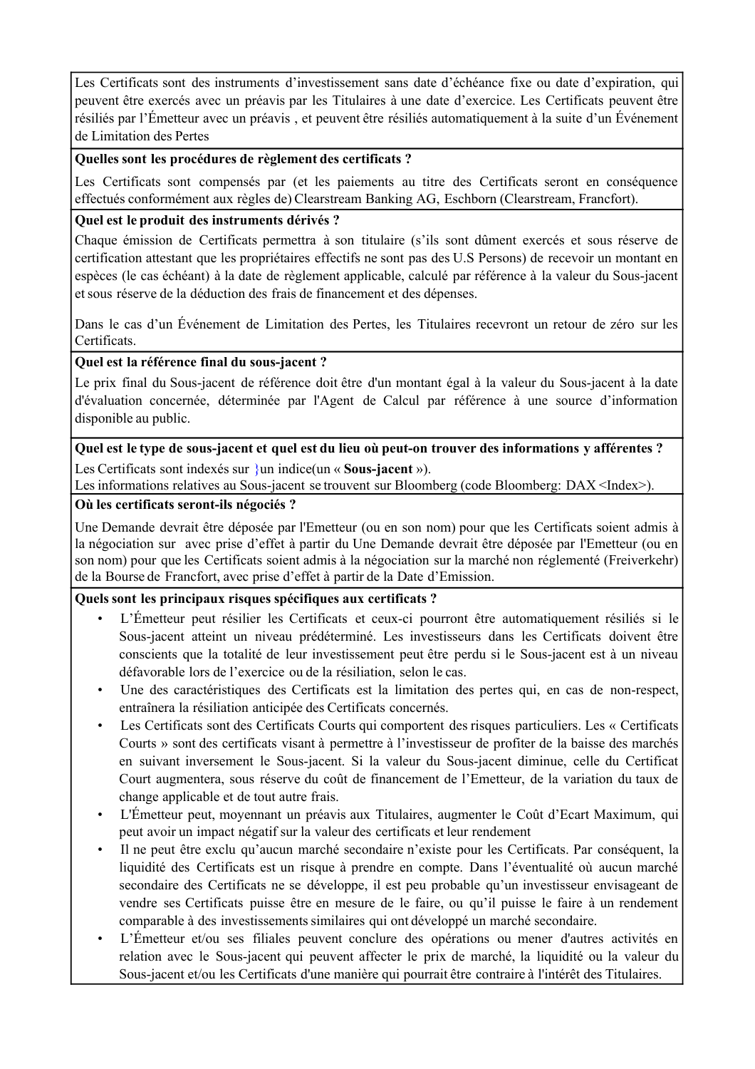Les Certificats sont des instruments d'investissement sans date d'échéance fixe ou date d'expiration, qui peuvent être exercés avec un préavis par les Titulaires à une date d'exercice. Les Certificats peuvent être résiliés par l'Émetteur avec un préavis , et peuvent être résiliés automatiquement à la suite d'un Événement de Limitation des Pertes

**Quelles sont les procédures de règlement des certificats ?**

Les Certificats sont compensés par (et les paiements au titre des Certificats seront en conséquence effectués conformément aux règles de) Clearstream Banking AG, Eschborn (Clearstream, Francfort).

**Quel est le produit des instruments dérivés ?**

Chaque émission de Certificats permettra à son titulaire (s'ils sont dûment exercés et sous réserve de certification attestant que les propriétaires effectifs ne sont pas des U.S Persons) de recevoir un montant en espèces (le cas échéant) à la date de règlement applicable, calculé par référence à la valeur du Sous-jacent et sous réserve de la déduction des frais de financement et des dépenses.

Dans le cas d'un Événement de Limitation des Pertes, les Titulaires recevront un retour de zéro sur les Certificats.

**Quel est la référence final du sous-jacent ?**

Le prix final du Sous-jacent de référence doit être d'un montant égal à la valeur du Sous-jacent à la date d'évaluation concernée, déterminée par l'Agent de Calcul par référence à une source d'information disponible au public.

**Quel est le type de sous-jacent et quel est du lieu où peut-on trouver des informations y afférentes ?**

Les Certificats sont indexés sur }un indice(un « **Sous-jacent** »).
Les informations relatives au Sous-jacent se trouvent sur Bloomberg (code Bloomberg: DAX <Index>).

**Où les certificats seront-ils négociés ?**

Une Demande devrait être déposée par l'Emetteur (ou en son nom) pour que les Certificats soient admis à la négociation sur avec prise d'effet à partir du Une Demande devrait être déposée par l'Emetteur (ou en son nom) pour que les Certificats soient admis à la négociation sur la marché non réglementé (Freiverkehr) de la Bourse de Francfort, avec prise d'effet à partir de la Date d'Emission.

**Quels sont les principaux risques spécifiques aux certificats ?**

- L'Émetteur peut résilier les Certificats et ceux-ci pourront être automatiquement résiliés si le Sous-jacent atteint un niveau prédéterminé. Les investisseurs dans les Certificats doivent être conscients que la totalité de leur investissement peut être perdu si le Sous-jacent est à un niveau défavorable lors de l'exercice ou de la résiliation, selon le cas.
- Une des caractéristiques des Certificats est la limitation des pertes qui, en cas de non-respect, entraînera la résiliation anticipée des Certificats concernés.
- Les Certificats sont des Certificats Courts qui comportent des risques particuliers. Les « Certificats Courts » sont des certificats visant à permettre à l'investisseur de profiter de la baisse des marchés en suivant inversement le Sous-jacent. Si la valeur du Sous-jacent diminue, celle du Certificat Court augmentera, sous réserve du coût de financement de l'Emetteur, de la variation du taux de change applicable et de tout autre frais.
- L'Émetteur peut, moyennant un préavis aux Titulaires, augmenter le Coût d'Ecart Maximum, qui peut avoir un impact négatif sur la valeur des certificats et leur rendement
- Il ne peut être exclu qu'aucun marché secondaire n'existe pour les Certificats. Par conséquent, la liquidité des Certificats est un risque à prendre en compte. Dans l'éventualité où aucun marché secondaire des Certificats ne se développe, il est peu probable qu'un investisseur envisageant de vendre ses Certificats puisse être en mesure de le faire, ou qu'il puisse le faire à un rendement comparable à des investissements similaires qui ont développé un marché secondaire.
- L'Émetteur et/ou ses filiales peuvent conclure des opérations ou mener d'autres activités en relation avec le Sous-jacent qui peuvent affecter le prix de marché, la liquidité ou la valeur du Sous-jacent et/ou les Certificats d'une manière qui pourrait être contraire à l'intérêt des Titulaires.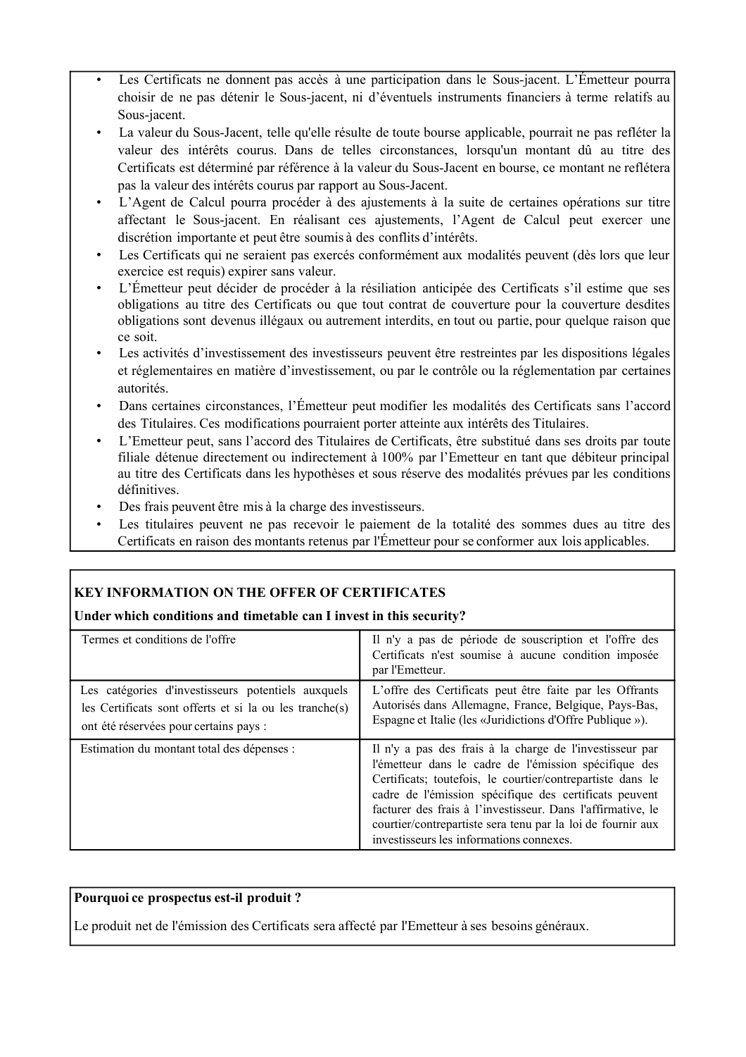- Les Certificats ne donnent pas accès à une participation dans le Sous-jacent. L'Émetteur pourra choisir de ne pas détenir le Sous-jacent, ni d'éventuels instruments financiers à terme relatifs au Sous-jacent.
- La valeur du Sous-Jacent, telle qu'elle résulte de toute bourse applicable, pourrait ne pas refléter la valeur des intérêts courus. Dans de telles circonstances, lorsqu'un montant dû au titre des Certificats est déterminé par référence à la valeur du Sous-Jacent en bourse, ce montant ne reflétera pas la valeur des intérêts courus par rapport au Sous-Jacent.
- L'Agent de Calcul pourra procéder à des ajustements à la suite de certaines opérations sur titre affectant le Sous-jacent. En réalisant ces ajustements, l'Agent de Calcul peut exercer une discrétion importante et peut être soumis à des conflits d'intérêts.
- Les Certificats qui ne seraient pas exercés conformément aux modalités peuvent (dès lors que leur exercice est requis) expirer sans valeur.
- L'Émetteur peut décider de procéder à la résiliation anticipée des Certificats s'il estime que ses obligations au titre des Certificats ou que tout contrat de couverture pour la couverture desdites obligations sont devenus illégaux ou autrement interdits, en tout ou partie, pour quelque raison que ce soit.
- Les activités d'investissement des investisseurs peuvent être restreintes par les dispositions légales et réglementaires en matière d'investissement, ou par le contrôle ou la réglementation par certaines autorités.
- Dans certaines circonstances, l'Émetteur peut modifier les modalités des Certificats sans l'accord des Titulaires. Ces modifications pourraient porter atteinte aux intérêts des Titulaires.
- L'Emetteur peut, sans l'accord des Titulaires de Certificats, être substitué dans ses droits par toute filiale détenue directement ou indirectement à 100% par l'Emetteur en tant que débiteur principal au titre des Certificats dans les hypothèses et sous réserve des modalités prévues par les conditions définitives.
- Des frais peuvent être mis à la charge des investisseurs.
- Les titulaires peuvent ne pas recevoir le paiement de la totalité des sommes dues au titre des Certificats en raison des montants retenus par l'Émetteur pour se conformer aux lois applicables.

**KEY INFORMATION ON THE OFFER OF CERTIFICATES**

**Under which conditions and timetable can I invest in this security?**

| Termes et conditions de l'offre | Il n'y a pas de période de souscription et l'offre des Certificats n'est soumise à aucune condition imposée par l'Emetteur. |
|---|---|
| Les catégories d'investisseurs potentiels auxquels les Certificats sont offerts et si la ou les tranche(s) ont été réservées pour certains pays : | L'offre des Certificats peut être faite par les Offrants Autorisés dans Allemagne, France, Belgique, Pays-Bas, Espagne et Italie (les «Juridictions d'Offre Publique »). |
| Estimation du montant total des dépenses : | Il n'y a pas des frais à la charge de l'investisseur par l'émetteur dans le cadre de l'émission spécifique des Certificats; toutefois, le courtier/contrepartiste dans le cadre de l'émission spécifique des certificats peuvent facturer des frais à l'investisseur. Dans l'affirmative, le courtier/contrepartiste sera tenu par la loi de fournir aux investisseurs les informations connexes. |

**Pourquoi ce prospectus est-il produit ?**

Le produit net de l'émission des Certificats sera affecté par l'Emetteur à ses besoins généraux.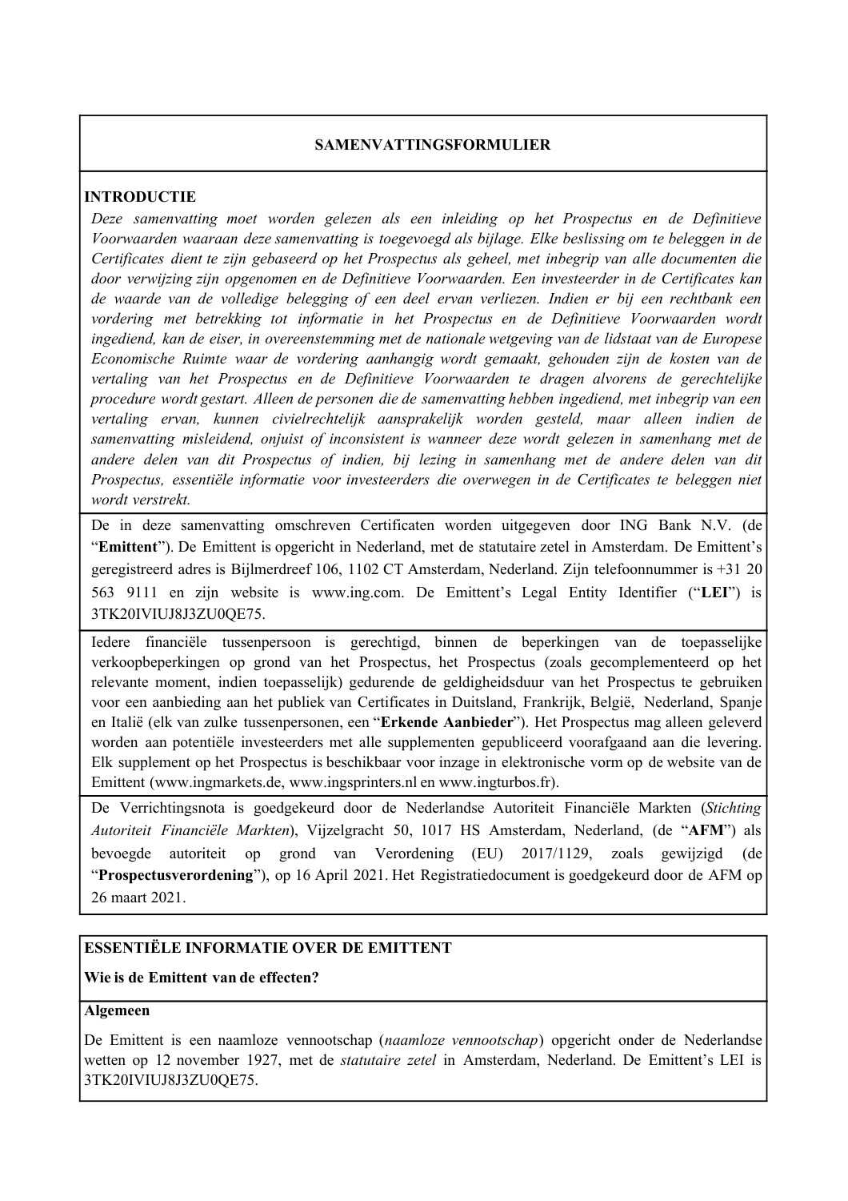## SAMENVATTINGSFORMULIER

**INTRODUCTIE**

*Deze samenvatting moet worden gelezen als een inleiding op het Prospectus en de Definitieve Voorwaarden waaraan deze samenvatting is toegevoegd als bijlage. Elke beslissing om te beleggen in de Certificates dient te zijn gebaseerd op het Prospectus als geheel, met inbegrip van alle documenten die door verwijzing zijn opgenomen en de Definitieve Voorwaarden. Een investeerder in de Certificates kan de waarde van de volledige belegging of een deel ervan verliezen. Indien er bij een rechtbank een vordering met betrekking tot informatie in het Prospectus en de Definitieve Voorwaarden wordt ingediend, kan de eiser, in overeenstemming met de nationale wetgeving van de lidstaat van de Europese Economische Ruimte waar de vordering aanhangig wordt gemaakt, gehouden zijn de kosten van de vertaling van het Prospectus en de Definitieve Voorwaarden te dragen alvorens de gerechtelijke procedure wordt gestart. Alleen de personen die de samenvatting hebben ingediend, met inbegrip van een vertaling ervan, kunnen civielrechtelijk aansprakelijk worden gesteld, maar alleen indien de samenvatting misleidend, onjuist of inconsistent is wanneer deze wordt gelezen in samenhang met de andere delen van dit Prospectus of indien, bij lezing in samenhang met de andere delen van dit Prospectus, essentiële informatie voor investeerders die overwegen in de Certificates te beleggen niet wordt verstrekt.*

De in deze samenvatting omschreven Certificaten worden uitgegeven door ING Bank N.V. (de "**Emittent**"). De Emittent is opgericht in Nederland, met de statutaire zetel in Amsterdam. De Emittent's geregistreerd adres is Bijlmerdreef 106, 1102 CT Amsterdam, Nederland. Zijn telefoonnummer is +31 20 563 9111 en zijn website is www.ing.com. De Emittent's Legal Entity Identifier ("**LEI**") is 3TK20IVIUJ8J3ZU0QE75.

Iedere financiële tussenpersoon is gerechtigd, binnen de beperkingen van de toepasselijke verkoopbeperkingen op grond van het Prospectus, het Prospectus (zoals gecomplementeerd op het relevante moment, indien toepasselijk) gedurende de geldigheidsduur van het Prospectus te gebruiken voor een aanbieding aan het publiek van Certificates in Duitsland, Frankrijk, België, Nederland, Spanje en Italië (elk van zulke tussenpersonen, een "**Erkende Aanbieder**"). Het Prospectus mag alleen geleverd worden aan potentiële investeerders met alle supplementen gepubliceerd voorafgaand aan die levering. Elk supplement op het Prospectus is beschikbaar voor inzage in elektronische vorm op de website van de Emittent (www.ingmarkets.de, www.ingsprinters.nl en www.ingturbos.fr).

De Verrichtingsnota is goedgekeurd door de Nederlandse Autoriteit Financiële Markten (*Stichting Autoriteit Financiële Markten*), Vijzelgracht 50, 1017 HS Amsterdam, Nederland, (de "**AFM**") als bevoegde autoriteit op grond van Verordening (EU) 2017/1129, zoals gewijzigd (de "**Prospectusverordening**"), op 16 April 2021. Het Registratiedocument is goedgekeurd door de AFM op 26 maart 2021.

**ESSENTIËLE INFORMATIE OVER DE EMITTENT**

**Wie is de Emittent van de effecten?**

**Algemeen**

De Emittent is een naamloze vennootschap (*naamloze vennootschap*) opgericht onder de Nederlandse wetten op 12 november 1927, met de *statutaire zetel* in Amsterdam, Nederland. De Emittent's LEI is 3TK20IVIUJ8J3ZU0QE75.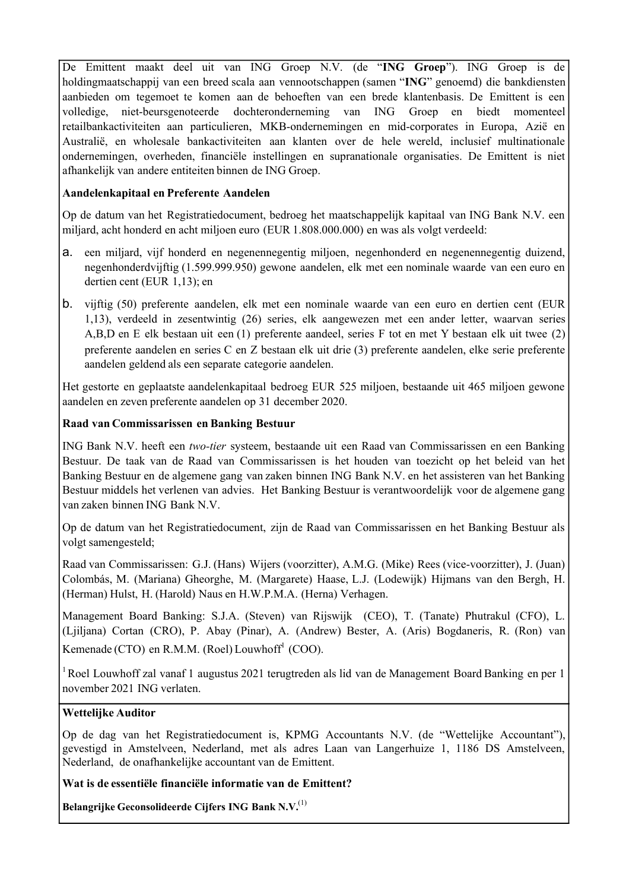De Emittent maakt deel uit van ING Groep N.V. (de "**ING Groep**"). ING Groep is de holdingmaatschappij van een breed scala aan vennootschappen (samen "**ING**" genoemd) die bankdiensten aanbieden om tegemoet te komen aan de behoeften van een brede klantenbasis. De Emittent is een volledige, niet-beursgenoteerde dochteronderneming van ING Groep en biedt momenteel retailbankactiviteiten aan particulieren, MKB-ondernemingen en mid-corporates in Europa, Azië en Australië, en wholesale bankactiviteiten aan klanten over de hele wereld, inclusief multinationale ondernemingen, overheden, financiële instellingen en supranationale organisaties. De Emittent is niet afhankelijk van andere entiteiten binnen de ING Groep.

**Aandelenkapitaal en Preferente Aandelen**

Op de datum van het Registratiedocument, bedroeg het maatschappelijk kapitaal van ING Bank N.V. een miljard, acht honderd en acht miljoen euro (EUR 1.808.000.000) en was als volgt verdeeld:

a. een miljard, vijf honderd en negenennegentig miljoen, negenhonderd en negenennegentig duizend, negenhonderdvijftig (1.599.999.950) gewone aandelen, elk met een nominale waarde van een euro en dertien cent (EUR 1,13); en

b. vijftig (50) preferente aandelen, elk met een nominale waarde van een euro en dertien cent (EUR 1,13), verdeeld in zesentwintig (26) series, elk aangewezen met een ander letter, waarvan series A,B,D en E elk bestaan uit een (1) preferente aandeel, series F tot en met Y bestaan elk uit twee (2) preferente aandelen en series C en Z bestaan elk uit drie (3) preferente aandelen, elke serie preferente aandelen geldend als een separate categorie aandelen.

Het gestorte en geplaatste aandelenkapitaal bedroeg EUR 525 miljoen, bestaande uit 465 miljoen gewone aandelen en zeven preferente aandelen op 31 december 2020.

**Raad van Commissarissen en Banking Bestuur**

ING Bank N.V. heeft een *two-tier* systeem, bestaande uit een Raad van Commissarissen en een Banking Bestuur. De taak van de Raad van Commissarissen is het houden van toezicht op het beleid van het Banking Bestuur en de algemene gang van zaken binnen ING Bank N.V. en het assisteren van het Banking Bestuur middels het verlenen van advies. Het Banking Bestuur is verantwoordelijk voor de algemene gang van zaken binnen ING Bank N.V.

Op de datum van het Registratiedocument, zijn de Raad van Commissarissen en het Banking Bestuur als volgt samengesteld;

Raad van Commissarissen: G.J. (Hans) Wijers (voorzitter), A.M.G. (Mike) Rees (vice-voorzitter), J. (Juan) Colombás, M. (Mariana) Gheorghe, M. (Margarete) Haase, L.J. (Lodewijk) Hijmans van den Bergh, H. (Herman) Hulst, H. (Harold) Naus en H.W.P.M.A. (Herna) Verhagen.

Management Board Banking: S.J.A. (Steven) van Rijswijk (CEO), T. (Tanate) Phutrakul (CFO), L. (Ljiljana) Cortan (CRO), P. Abay (Pinar), A. (Andrew) Bester, A. (Aris) Bogdaneris, R. (Ron) van Kemenade (CTO) en R.M.M. (Roel) Louwhoff[1] (COO).

[1] Roel Louwhoff zal vanaf 1 augustus 2021 terugtreden als lid van de Management Board Banking en per 1 november 2021 ING verlaten.

**Wettelijke Auditor**

Op de dag van het Registratiedocument is, KPMG Accountants N.V. (de "Wettelijke Accountant"), gevestigd in Amstelveen, Nederland, met als adres Laan van Langerhuize 1, 1186 DS Amstelveen, Nederland, de onafhankelijke accountant van de Emittent.

**Wat is de essentiële financiële informatie van de Emittent?**

**Belangrijke Geconsolideerde Cijfers ING Bank N.V.**[(1)]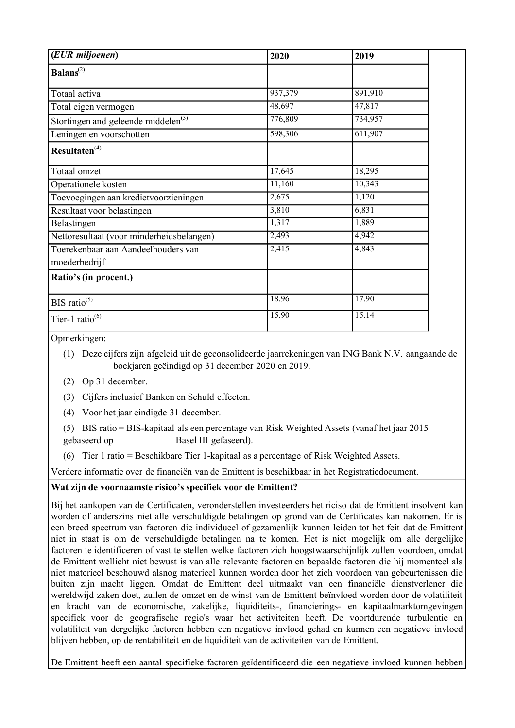| (*EUR miljoenen*) | 2020 | 2019 |
|---|---|---|
| **Balans**[2] | | |
| Totaal activa | 937,379 | 891,910 |
| Total eigen vermogen | 48,697 | 47,817 |
| Stortingen and geleende middelen[3] | 776,809 | 734,957 |
| Leningen en voorschotten | 598,306 | 611,907 |
| **Resultaten**[4] | | |
| Totaal omzet | 17,645 | 18,295 |
| Operationele kosten | 11,160 | 10,343 |
| Toevoegingen aan kredietvoorzieningen | 2,675 | 1,120 |
| Resultaat voor belastingen | 3,810 | 6,831 |
| Belastingen | 1,317 | 1,889 |
| Nettoresultaat (voor minderheidsbelangen) | 2,493 | 4,942 |
| Toerekenbaar aan Aandeelhouders van moederbedrijf | 2,415 | 4,843 |
| **Ratio's (in procent.)** | | |
| BIS ratio[5] | 18.96 | 17.90 |
| Tier-1 ratio[6] | 15.90 | 15.14 |

Opmerkingen:

(1) Deze cijfers zijn afgeleid uit de geconsolideerde jaarrekeningen van ING Bank N.V. aangaande de boekjaren geëindigd op 31 december 2020 en 2019.

(2) Op 31 december.

(3) Cijfers inclusief Banken en Schuld effecten.

(4) Voor het jaar eindigde 31 december.

(5) BIS ratio = BIS-kapitaal als een percentage van Risk Weighted Assets (vanaf het jaar 2015 gebaseerd op Basel III gefaseerd).

(6) Tier 1 ratio = Beschikbare Tier 1-kapitaal as a percentage of Risk Weighted Assets.

Verdere informatie over de financiën van de Emittent is beschikbaar in het Registratiedocument.

**Wat zijn de voornaamste risico's specifiek voor de Emittent?**

Bij het aankopen van de Certificaten, veronderstellen investeerders het riciso dat de Emittent insolvent kan worden of anderszins niet alle verschuldigde betalingen op grond van de Certificates kan nakomen. Er is een breed spectrum van factoren die individueel of gezamenlijk kunnen leiden tot het feit dat de Emittent niet in staat is om de verschuldigde betalingen na te komen. Het is niet mogelijk om alle dergelijke factoren te identificeren of vast te stellen welke factoren zich hoogstwaarschijnlijk zullen voordoen, omdat de Emittent wellicht niet bewust is van alle relevante factoren en bepaalde factoren die hij momenteel als niet materieel beschouwd alsnog materieel kunnen worden door het zich voordoen van gebeurtenissen die buiten zijn macht liggen. Omdat de Emittent deel uitmaakt van een financiële dienstverlener die wereldwijd zaken doet, zullen de omzet en de winst van de Emittent beïnvloed worden door de volatiliteit en kracht van de economische, zakelijke, liquiditeits-, financierings- en kapitaalmarktomgevingen specifiek voor de geografische regio's waar het activiteiten heeft. De voortdurende turbulentie en volatiliteit van dergelijke factoren hebben een negatieve invloed gehad en kunnen een negatieve invloed blijven hebben, op de rentabiliteit en de liquiditeit van de activiteiten van de Emittent.

De Emittent heeft een aantal specifieke factoren geïdentificeerd die een negatieve invloed kunnen hebben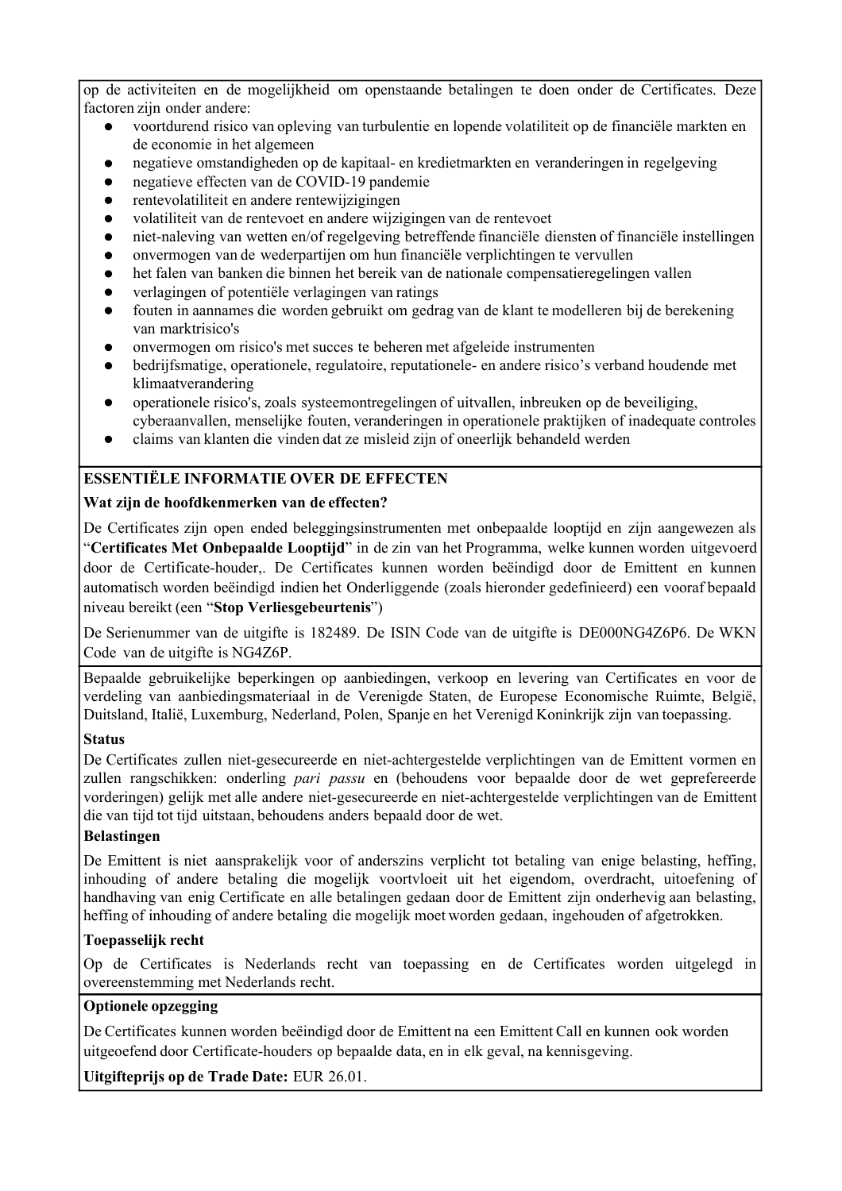op de activiteiten en de mogelijkheid om openstaande betalingen te doen onder de Certificates. Deze factoren zijn onder andere:

- voortdurend risico van opleving van turbulentie en lopende volatiliteit op de financiële markten en de economie in het algemeen
- negatieve omstandigheden op de kapitaal- en kredietmarkten en veranderingen in regelgeving
- negatieve effecten van de COVID-19 pandemie
- rentevolatiliteit en andere rentewijzigingen
- volatiliteit van de rentevoet en andere wijzigingen van de rentevoet
- niet-naleving van wetten en/of regelgeving betreffende financiële diensten of financiële instellingen
- onvermogen van de wederpartijen om hun financiële verplichtingen te vervullen
- het falen van banken die binnen het bereik van de nationale compensatieregelingen vallen
- verlagingen of potentiële verlagingen van ratings
- fouten in aannames die worden gebruikt om gedrag van de klant te modelleren bij de berekening van marktrisico's
- onvermogen om risico's met succes te beheren met afgeleide instrumenten
- bedrijfsmatige, operationele, regulatoire, reputationele- en andere risico's verband houdende met klimaatverandering
- operationele risico's, zoals systeemontregelingen of uitvallen, inbreuken op de beveiliging, cyberaanvallen, menselijke fouten, veranderingen in operationele praktijken of inadequate controles
- claims van klanten die vinden dat ze misleid zijn of oneerlijk behandeld werden

**ESSENTIËLE INFORMATIE OVER DE EFFECTEN**

**Wat zijn de hoofdkenmerken van de effecten?**

De Certificates zijn open ended beleggingsinstrumenten met onbepaalde looptijd en zijn aangewezen als "**Certificates Met Onbepaalde Looptijd**" in de zin van het Programma, welke kunnen worden uitgevoerd door de Certificate-houder,. De Certificates kunnen worden beëindigd door de Emittent en kunnen automatisch worden beëindigd indien het Onderliggende (zoals hieronder gedefinieerd) een vooraf bepaald niveau bereikt (een "**Stop Verliesgebeurtenis**")

De Serienummer van de uitgifte is 182489. De ISIN Code van de uitgifte is DE000NG4Z6P6. De WKN Code van de uitgifte is NG4Z6P.

Bepaalde gebruikelijke beperkingen op aanbiedingen, verkoop en levering van Certificates en voor de verdeling van aanbiedingsmateriaal in de Verenigde Staten, de Europese Economische Ruimte, België, Duitsland, Italië, Luxemburg, Nederland, Polen, Spanje en het Verenigd Koninkrijk zijn van toepassing.

**Status**

De Certificates zullen niet-gesecureerde en niet-achtergestelde verplichtingen van de Emittent vormen en zullen rangschikken: onderling *pari passu* en (behoudens voor bepaalde door de wet geprefereerde vorderingen) gelijk met alle andere niet-gesecureerde en niet-achtergestelde verplichtingen van de Emittent die van tijd tot tijd uitstaan, behoudens anders bepaald door de wet.

**Belastingen**

De Emittent is niet aansprakelijk voor of anderszins verplicht tot betaling van enige belasting, heffing, inhouding of andere betaling die mogelijk voortvloeit uit het eigendom, overdracht, uitoefening of handhaving van enig Certificate en alle betalingen gedaan door de Emittent zijn onderhevig aan belasting, heffing of inhouding of andere betaling die mogelijk moet worden gedaan, ingehouden of afgetrokken.

**Toepasselijk recht**

Op de Certificates is Nederlands recht van toepassing en de Certificates worden uitgelegd in overeenstemming met Nederlands recht.

**Optionele opzegging**

De Certificates kunnen worden beëindigd door de Emittent na een Emittent Call en kunnen ook worden uitgeoefend door Certificate-houders op bepaalde data, en in elk geval, na kennisgeving.

**Uitgifteprijs op de Trade Date:** EUR 26.01.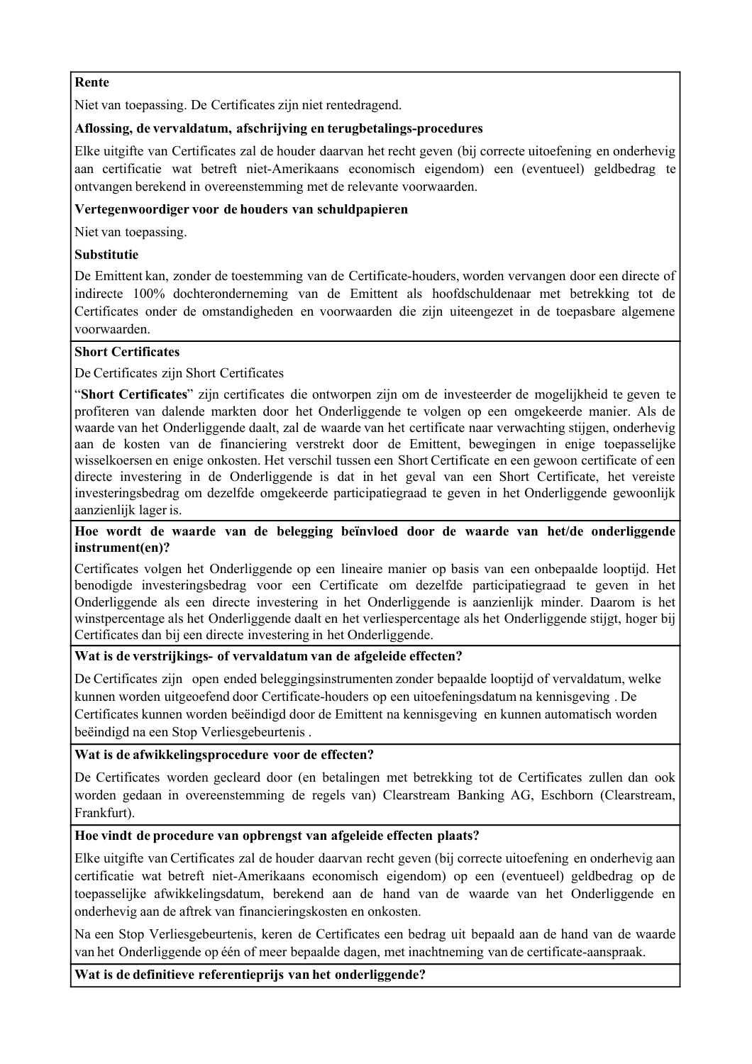**Rente**

Niet van toepassing. De Certificates zijn niet rentedragend.

**Aflossing, de vervaldatum, afschrijving en terugbetalings-procedures**

Elke uitgifte van Certificates zal de houder daarvan het recht geven (bij correcte uitoefening en onderhevig aan certificatie wat betreft niet-Amerikaans economisch eigendom) een (eventueel) geldbedrag te ontvangen berekend in overeenstemming met de relevante voorwaarden.

**Vertegenwoordiger voor de houders van schuldpapieren**

Niet van toepassing.

**Substitutie**

De Emittent kan, zonder de toestemming van de Certificate-houders, worden vervangen door een directe of indirecte 100% dochteronderneming van de Emittent als hoofdschuldenaar met betrekking tot de Certificates onder de omstandigheden en voorwaarden die zijn uiteengezet in de toepasbare algemene voorwaarden.

**Short Certificates**

De Certificates zijn Short Certificates

"**Short Certificates**" zijn certificates die ontworpen zijn om de investeerder de mogelijkheid te geven te profiteren van dalende markten door het Onderliggende te volgen op een omgekeerde manier. Als de waarde van het Onderliggende daalt, zal de waarde van het certificate naar verwachting stijgen, onderhevig aan de kosten van de financiering verstrekt door de Emittent, bewegingen in enige toepasselijke wisselkoersen en enige onkosten. Het verschil tussen een Short Certificate en een gewoon certificate of een directe investering in de Onderliggende is dat in het geval van een Short Certificate, het vereiste investeringsbedrag om dezelfde omgekeerde participatiegraad te geven in het Onderliggende gewoonlijk aanzienlijk lager is.

**Hoe wordt de waarde van de belegging beïnvloed door de waarde van het/de onderliggende instrument(en)?**

Certificates volgen het Onderliggende op een lineaire manier op basis van een onbepaalde looptijd. Het benodigde investeringsbedrag voor een Certificate om dezelfde participatiegraad te geven in het Onderliggende als een directe investering in het Onderliggende is aanzienlijk minder. Daarom is het winstpercentage als het Onderliggende daalt en het verliespercentage als het Onderliggende stijgt, hoger bij Certificates dan bij een directe investering in het Onderliggende.

**Wat is de verstrijkings- of vervaldatum van de afgeleide effecten?**

De Certificates zijn open ended beleggingsinstrumenten zonder bepaalde looptijd of vervaldatum, welke kunnen worden uitgeoefend door Certificate-houders op een uitoefeningsdatum na kennisgeving . De Certificates kunnen worden beëindigd door de Emittent na kennisgeving en kunnen automatisch worden beëindigd na een Stop Verliesgebeurtenis .

**Wat is de afwikkelingsprocedure voor de effecten?**

De Certificates worden gecleard door (en betalingen met betrekking tot de Certificates zullen dan ook worden gedaan in overeenstemming de regels van) Clearstream Banking AG, Eschborn (Clearstream, Frankfurt).

**Hoe vindt de procedure van opbrengst van afgeleide effecten plaats?**

Elke uitgifte van Certificates zal de houder daarvan recht geven (bij correcte uitoefening en onderhevig aan certificatie wat betreft niet-Amerikaans economisch eigendom) op een (eventueel) geldbedrag op de toepasselijke afwikkelingsdatum, berekend aan de hand van de waarde van het Onderliggende en onderhevig aan de aftrek van financieringskosten en onkosten.

Na een Stop Verliesgebeurtenis, keren de Certificates een bedrag uit bepaald aan de hand van de waarde van het Onderliggende op één of meer bepaalde dagen, met inachtneming van de certificate-aanspraak.

**Wat is de definitieve referentieprijs van het onderliggende?**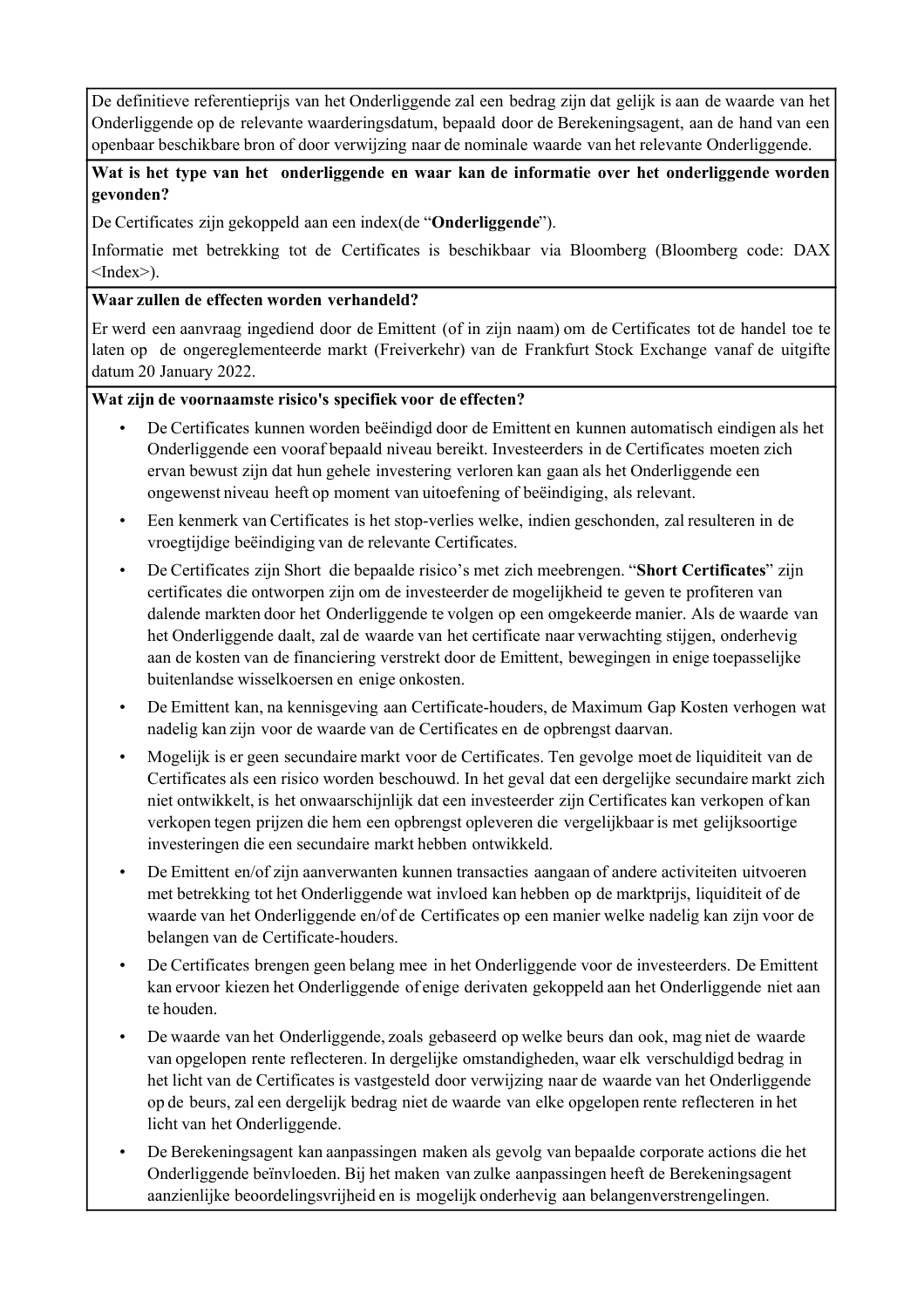De definitieve referentieprijs van het Onderliggende zal een bedrag zijn dat gelijk is aan de waarde van het Onderliggende op de relevante waarderingsdatum, bepaald door de Berekeningsagent, aan de hand van een openbaar beschikbare bron of door verwijzing naar de nominale waarde van het relevante Onderliggende.

**Wat is het type van het onderliggende en waar kan de informatie over het onderliggende worden gevonden?**

De Certificates zijn gekoppeld aan een index(de "**Onderliggende**").

Informatie met betrekking tot de Certificates is beschikbaar via Bloomberg (Bloomberg code: DAX <Index>).

**Waar zullen de effecten worden verhandeld?**

Er werd een aanvraag ingediend door de Emittent (of in zijn naam) om de Certificates tot de handel toe te laten op de ongereglementeerde markt (Freiverkehr) van de Frankfurt Stock Exchange vanaf de uitgifte datum 20 January 2022.

**Wat zijn de voornaamste risico's specifiek voor de effecten?**

- De Certificates kunnen worden beëindigd door de Emittent en kunnen automatisch eindigen als het Onderliggende een vooraf bepaald niveau bereikt. Investeerders in de Certificates moeten zich ervan bewust zijn dat hun gehele investering verloren kan gaan als het Onderliggende een ongewenst niveau heeft op moment van uitoefening of beëindiging, als relevant.
- Een kenmerk van Certificates is het stop-verlies welke, indien geschonden, zal resulteren in de vroegtijdige beëindiging van de relevante Certificates.
- De Certificates zijn Short die bepaalde risico's met zich meebrengen. "**Short Certificates**" zijn certificates die ontworpen zijn om de investeerder de mogelijkheid te geven te profiteren van dalende markten door het Onderliggende te volgen op een omgekeerde manier. Als de waarde van het Onderliggende daalt, zal de waarde van het certificate naar verwachting stijgen, onderhevig aan de kosten van de financiering verstrekt door de Emittent, bewegingen in enige toepasselijke buitenlandse wisselkoersen en enige onkosten.
- De Emittent kan, na kennisgeving aan Certificate-houders, de Maximum Gap Kosten verhogen wat nadelig kan zijn voor de waarde van de Certificates en de opbrengst daarvan.
- Mogelijk is er geen secundaire markt voor de Certificates. Ten gevolge moet de liquiditeit van de Certificates als een risico worden beschouwd. In het geval dat een dergelijke secundaire markt zich niet ontwikkelt, is het onwaarschijnlijk dat een investeerder zijn Certificates kan verkopen of kan verkopen tegen prijzen die hem een opbrengst opleveren die vergelijkbaar is met gelijksoortige investeringen die een secundaire markt hebben ontwikkeld.
- De Emittent en/of zijn aanverwanten kunnen transacties aangaan of andere activiteiten uitvoeren met betrekking tot het Onderliggende wat invloed kan hebben op de marktprijs, liquiditeit of de waarde van het Onderliggende en/of de Certificates op een manier welke nadelig kan zijn voor de belangen van de Certificate-houders.
- De Certificates brengen geen belang mee in het Onderliggende voor de investeerders. De Emittent kan ervoor kiezen het Onderliggende of enige derivaten gekoppeld aan het Onderliggende niet aan te houden.
- De waarde van het Onderliggende, zoals gebaseerd op welke beurs dan ook, mag niet de waarde van opgelopen rente reflecteren. In dergelijke omstandigheden, waar elk verschuldigd bedrag in het licht van de Certificates is vastgesteld door verwijzing naar de waarde van het Onderliggende op de beurs, zal een dergelijk bedrag niet de waarde van elke opgelopen rente reflecteren in het licht van het Onderliggende.
- De Berekeningsagent kan aanpassingen maken als gevolg van bepaalde corporate actions die het Onderliggende beïnvloeden. Bij het maken van zulke aanpassingen heeft de Berekeningsagent aanzienlijke beoordelingsvrijheid en is mogelijk onderhevig aan belangenverstrengelingen.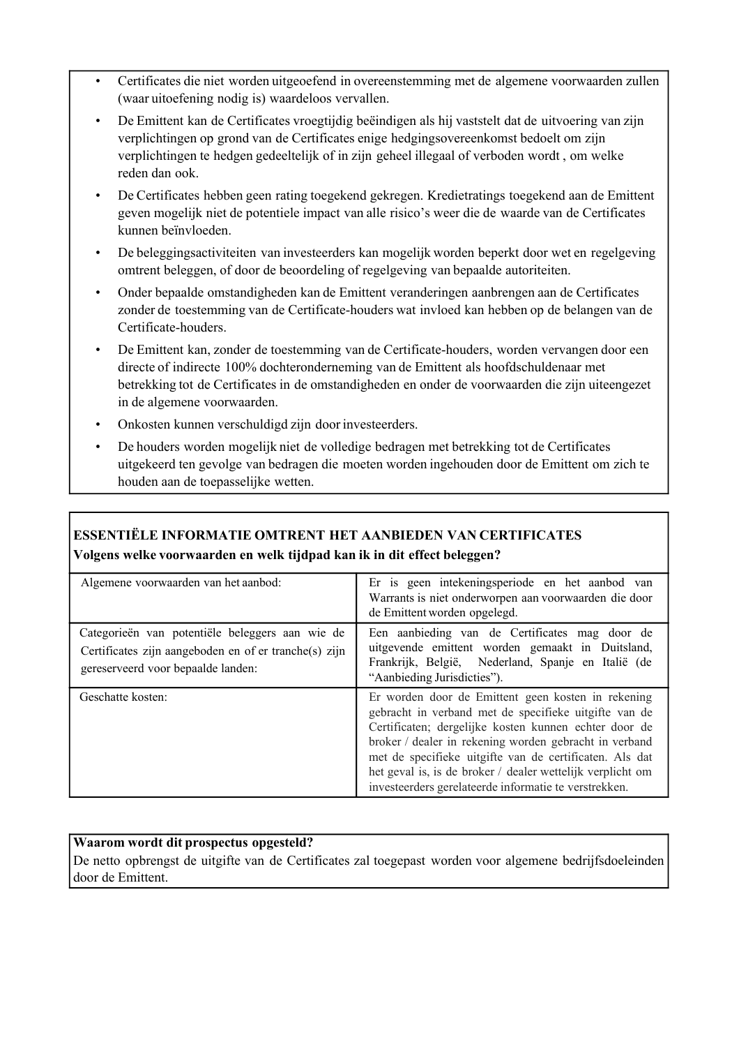- Certificates die niet worden uitgeoefend in overeenstemming met de algemene voorwaarden zullen (waar uitoefening nodig is) waardeloos vervallen.
- De Emittent kan de Certificates vroegtijdig beëindigen als hij vaststelt dat de uitvoering van zijn verplichtingen op grond van de Certificates enige hedgingsovereenkomst bedoelt om zijn verplichtingen te hedgen gedeeltelijk of in zijn geheel illegaal of verboden wordt , om welke reden dan ook.
- De Certificates hebben geen rating toegekend gekregen. Kredietratings toegekend aan de Emittent geven mogelijk niet de potentiele impact van alle risico's weer die de waarde van de Certificates kunnen beïnvloeden.
- De beleggingsactiviteiten van investeerders kan mogelijk worden beperkt door wet en regelgeving omtrent beleggen, of door de beoordeling of regelgeving van bepaalde autoriteiten.
- Onder bepaalde omstandigheden kan de Emittent veranderingen aanbrengen aan de Certificates zonder de toestemming van de Certificate-houders wat invloed kan hebben op de belangen van de Certificate-houders.
- De Emittent kan, zonder de toestemming van de Certificate-houders, worden vervangen door een directe of indirecte 100% dochteronderneming van de Emittent als hoofdschuldenaar met betrekking tot de Certificates in de omstandigheden en onder de voorwaarden die zijn uiteengezet in de algemene voorwaarden.
- Onkosten kunnen verschuldigd zijn door investeerders.
- De houders worden mogelijk niet de volledige bedragen met betrekking tot de Certificates uitgekeerd ten gevolge van bedragen die moeten worden ingehouden door de Emittent om zich te houden aan de toepasselijke wetten.

**ESSENTIËLE INFORMATIE OMTRENT HET AANBIEDEN VAN CERTIFICATES**

**Volgens welke voorwaarden en welk tijdpad kan ik in dit effect beleggen?**

| | |
|---|---|
| Algemene voorwaarden van het aanbod: | Er is geen intekeningsperiode en het aanbod van Warrants is niet onderworpen aan voorwaarden die door de Emittent worden opgelegd. |
| Categorieën van potentiële beleggers aan wie de Certificates zijn aangeboden en of er tranche(s) zijn gereserveerd voor bepaalde landen: | Een aanbieding van de Certificates mag door de uitgevende emittent worden gemaakt in Duitsland, Frankrijk, België, Nederland, Spanje en Italië (de "Aanbieding Jurisdicties"). |
| Geschatte kosten: | Er worden door de Emittent geen kosten in rekening gebracht in verband met de specifieke uitgifte van de Certificaten; dergelijke kosten kunnen echter door de broker / dealer in rekening worden gebracht in verband met de specifieke uitgifte van de certificaten. Als dat het geval is, is de broker / dealer wettelijk verplicht om investeerders gerelateerde informatie te verstrekken. |

**Waarom wordt dit prospectus opgesteld?**

De netto opbrengst de uitgifte van de Certificates zal toegepast worden voor algemene bedrijfsdoeleinden door de Emittent.